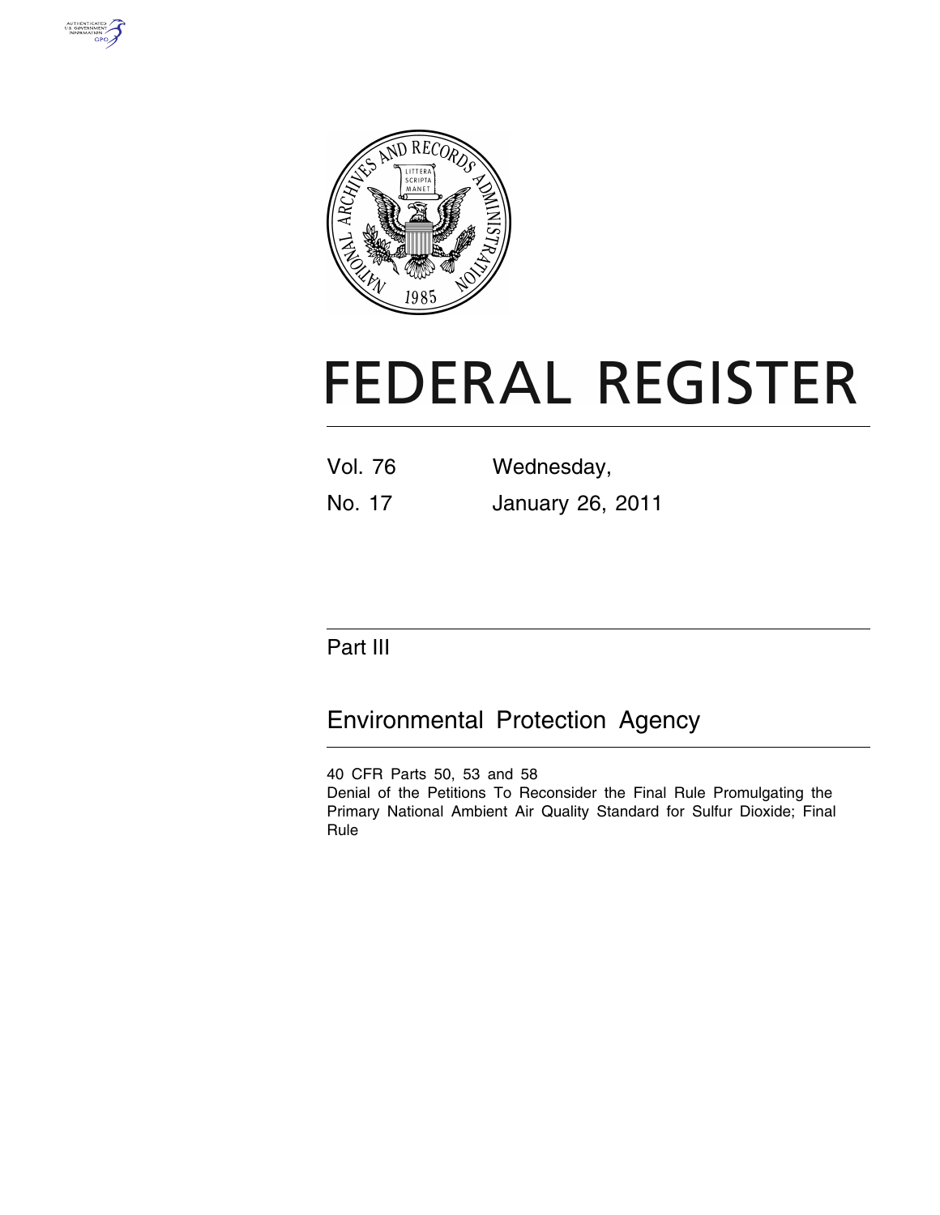# FEDERAL REGISTER

Vol. 76 Wednesday,

No. 17 January 26, 2011

## Part III

## Environmental Protection Agency

40 CFR Parts 50, 53 and 58

Denial of the Petitions To Reconsider the Final Rule Promulgating the Primary National Ambient Air Quality Standard for Sulfur Dioxide; Final Rule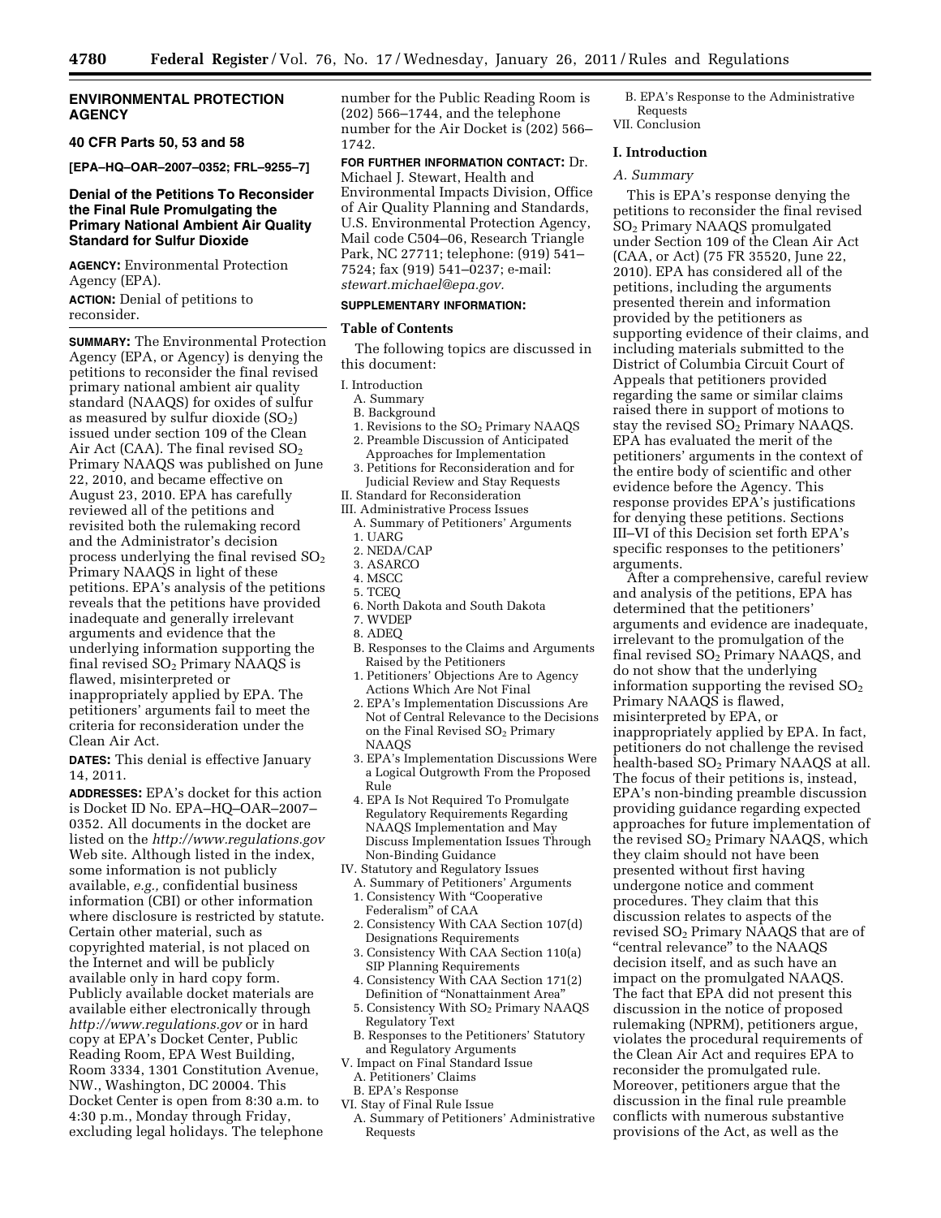**ENVIRONMENTAL PROTECTION AGENCY**

**40 CFR Parts 50, 53 and 58**

**[EPA–HQ–OAR–2007–0352; FRL–9255–7]**

## Denial of the Petitions To Reconsider the Final Rule Promulgating the Primary National Ambient Air Quality Standard for Sulfur Dioxide

**AGENCY:** Environmental Protection Agency (EPA).

**ACTION:** Denial of petitions to reconsider.

**SUMMARY:** The Environmental Protection Agency (EPA, or Agency) is denying the petitions to reconsider the final revised primary national ambient air quality standard (NAAQS) for oxides of sulfur as measured by sulfur dioxide ($SO_2$) issued under section 109 of the Clean Air Act (CAA). The final revised $SO_2$ Primary NAAQS was published on June 22, 2010, and became effective on August 23, 2010. EPA has carefully reviewed all of the petitions and revisited both the rulemaking record and the Administrator's decision process underlying the final revised $SO_2$ Primary NAAQS in light of these petitions. EPA's analysis of the petitions reveals that the petitions have provided inadequate and generally irrelevant arguments and evidence that the underlying information supporting the final revised $SO_2$ Primary NAAQS is flawed, misinterpreted or inappropriately applied by EPA. The petitioners' arguments fail to meet the criteria for reconsideration under the Clean Air Act.

**DATES:** This denial is effective January 14, 2011.

**ADDRESSES:** EPA's docket for this action is Docket ID No. EPA–HQ–OAR–2007–0352. All documents in the docket are listed on the *http://www.regulations.gov* Web site. Although listed in the index, some information is not publicly available, *e.g.,* confidential business information (CBI) or other information where disclosure is restricted by statute. Certain other material, such as copyrighted material, is not placed on the Internet and will be publicly available only in hard copy form. Publicly available docket materials are available either electronically through *http://www.regulations.gov* or in hard copy at EPA's Docket Center, Public Reading Room, EPA West Building, Room 3334, 1301 Constitution Avenue, NW., Washington, DC 20004. This Docket Center is open from 8:30 a.m. to 4:30 p.m., Monday through Friday, excluding legal holidays. The telephone number for the Public Reading Room is (202) 566–1744, and the telephone number for the Air Docket is (202) 566–1742.

**FOR FURTHER INFORMATION CONTACT:** Dr. Michael J. Stewart, Health and Environmental Impacts Division, Office of Air Quality Planning and Standards, U.S. Environmental Protection Agency, Mail code C504–06, Research Triangle Park, NC 27711; telephone: (919) 541–7524; fax (919) 541–0237; e-mail: *stewart.michael@epa.gov.*

**SUPPLEMENTARY INFORMATION:**

### Table of Contents

The following topics are discussed in this document:

- I. Introduction
  - A. Summary
  - B. Background
    1. Revisions to the $SO_2$ Primary NAAQS
    2. Preamble Discussion of Anticipated Approaches for Implementation
    3. Petitions for Reconsideration and for Judicial Review and Stay Requests
- II. Standard for Reconsideration
- III. Administrative Process Issues
  - A. Summary of Petitioners' Arguments
    1. UARG
    2. NEDA/CAP
    3. ASARCO
    4. MSCC
    5. TCEQ
    6. North Dakota and South Dakota
    7. WVDEP
    8. ADEQ
  - B. Responses to the Claims and Arguments Raised by the Petitioners
    1. Petitioners' Objections Are to Agency Actions Which Are Not Final
    2. EPA's Implementation Discussions Are Not of Central Relevance to the Decisions on the Final Revised $SO_2$ Primary NAAQS
    3. EPA's Implementation Discussions Were a Logical Outgrowth From the Proposed Rule
    4. EPA Is Not Required To Promulgate Regulatory Requirements Regarding NAAQS Implementation and May Discuss Implementation Issues Through Non-Binding Guidance
- IV. Statutory and Regulatory Issues
  - A. Summary of Petitioners' Arguments
    1. Consistency With "Cooperative Federalism" of CAA
    2. Consistency With CAA Section 107(d) Designations Requirements
    3. Consistency With CAA Section 110(a) SIP Planning Requirements
    4. Consistency With CAA Section 171(2) Definition of "Nonattainment Area"
    5. Consistency With $SO_2$ Primary NAAQS Regulatory Text
  - B. Responses to the Petitioners' Statutory and Regulatory Arguments
- V. Impact on Final Standard Issue
  - A. Petitioners' Claims
  - B. EPA's Response
- VI. Stay of Final Rule Issue
  - A. Summary of Petitioners' Administrative Requests
  - B. EPA's Response to the Administrative Requests
- VII. Conclusion

### I. Introduction

#### A. Summary

This is EPA's response denying the petitions to reconsider the final revised $SO_2$ Primary NAAQS promulgated under Section 109 of the Clean Air Act (CAA, or Act) (75 FR 35520, June 22, 2010). EPA has considered all of the petitions, including the arguments presented therein and information provided by the petitioners as supporting evidence of their claims, and including materials submitted to the District of Columbia Circuit Court of Appeals that petitioners provided regarding the same or similar claims raised there in support of motions to stay the revised $SO_2$ Primary NAAQS. EPA has evaluated the merit of the petitioners' arguments in the context of the entire body of scientific and other evidence before the Agency. This response provides EPA's justifications for denying these petitions. Sections III–VI of this Decision set forth EPA's specific responses to the petitioners' arguments.

After a comprehensive, careful review and analysis of the petitions, EPA has determined that the petitioners' arguments and evidence are inadequate, irrelevant to the promulgation of the final revised $SO_2$ Primary NAAQS, and do not show that the underlying information supporting the revised $SO_2$ Primary NAAQS is flawed, misinterpreted by EPA, or inappropriately applied by EPA. In fact, petitioners do not challenge the revised health-based $SO_2$ Primary NAAQS at all. The focus of their petitions is, instead, EPA's non-binding preamble discussion providing guidance regarding expected approaches for future implementation of the revised $SO_2$ Primary NAAQS, which they claim should not have been presented without first having undergone notice and comment procedures. They claim that this discussion relates to aspects of the revised $SO_2$ Primary NAAQS that are of "central relevance" to the NAAQS decision itself, and as such have an impact on the promulgated NAAQS. The fact that EPA did not present this discussion in the notice of proposed rulemaking (NPRM), petitioners argue, violates the procedural requirements of the Clean Air Act and requires EPA to reconsider the promulgated rule. Moreover, petitioners argue that the discussion in the final rule preamble conflicts with numerous substantive provisions of the Act, as well as the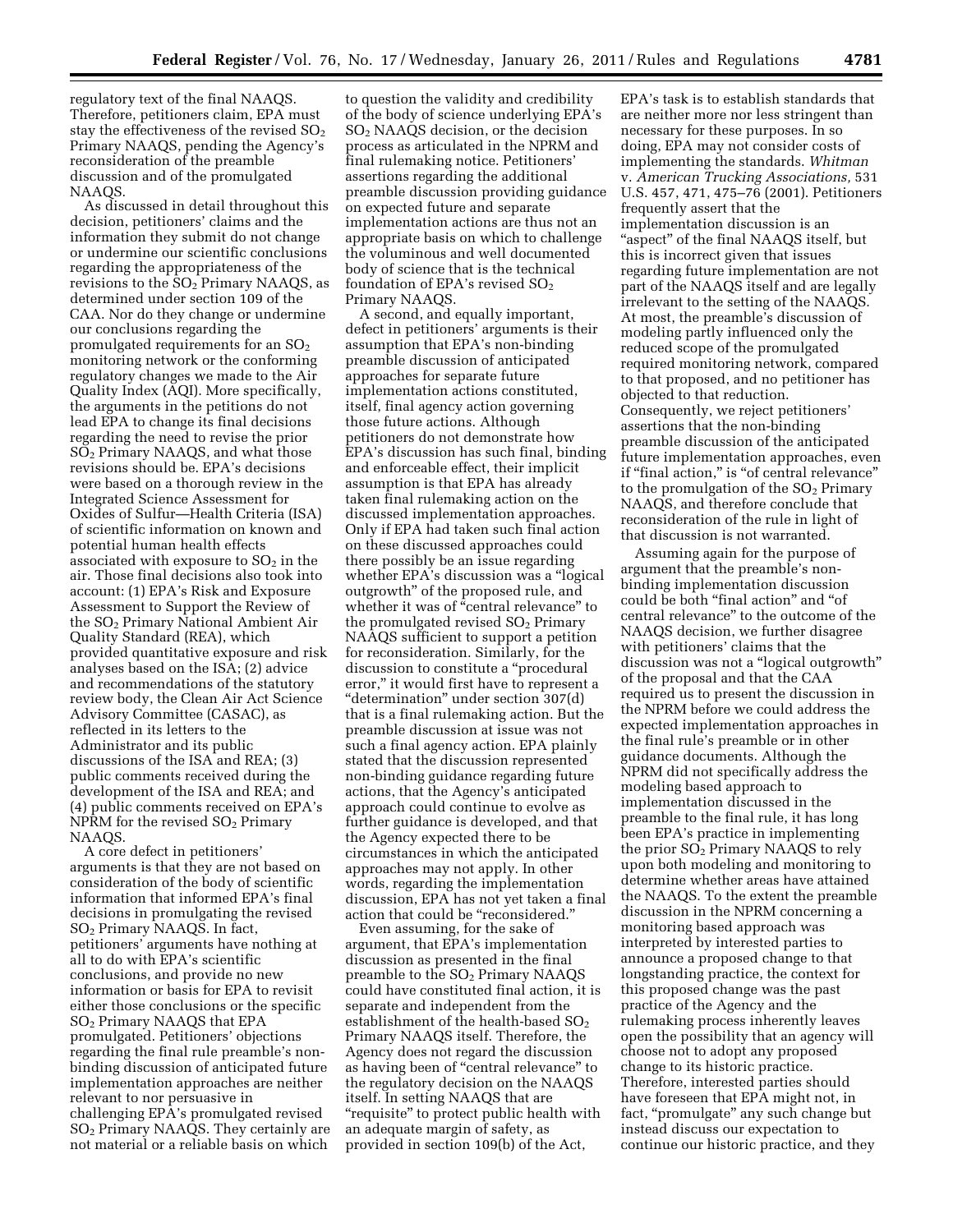regulatory text of the final NAAQS. Therefore, petitioners claim, EPA must stay the effectiveness of the revised $SO_2$ Primary NAAQS, pending the Agency's reconsideration of the preamble discussion and of the promulgated NAAQS.

As discussed in detail throughout this decision, petitioners' claims and the information they submit do not change or undermine our scientific conclusions regarding the appropriateness of the revisions to the $SO_2$ Primary NAAQS, as determined under section 109 of the CAA. Nor do they change or undermine our conclusions regarding the promulgated requirements for an $SO_2$ monitoring network or the conforming regulatory changes we made to the Air Quality Index (AQI). More specifically, the arguments in the petitions do not lead EPA to change its final decisions regarding the need to revise the prior $SO_2$ Primary NAAQS, and what those revisions should be. EPA's decisions were based on a thorough review in the Integrated Science Assessment for Oxides of Sulfur—Health Criteria (ISA) of scientific information on known and potential human health effects associated with exposure to $SO_2$ in the air. Those final decisions also took into account: (1) EPA's Risk and Exposure Assessment to Support the Review of the $SO_2$ Primary National Ambient Air Quality Standard (REA), which provided quantitative exposure and risk analyses based on the ISA; (2) advice and recommendations of the statutory review body, the Clean Air Act Science Advisory Committee (CASAC), as reflected in its letters to the Administrator and its public discussions of the ISA and REA; (3) public comments received during the development of the ISA and REA; and (4) public comments received on EPA's NPRM for the revised $SO_2$ Primary NAAQS.

A core defect in petitioners' arguments is that they are not based on consideration of the body of scientific information that informed EPA's final decisions in promulgating the revised $SO_2$ Primary NAAQS. In fact, petitioners' arguments have nothing at all to do with EPA's scientific conclusions, and provide no new information or basis for EPA to revisit either those conclusions or the specific $SO_2$ Primary NAAQS that EPA promulgated. Petitioners' objections regarding the final rule preamble's non-binding discussion of anticipated future implementation approaches are neither relevant to nor persuasive in challenging EPA's promulgated revised $SO_2$ Primary NAAQS. They certainly are not material or a reliable basis on which to question the validity and credibility of the body of science underlying EPA's $SO_2$ NAAQS decision, or the decision process as articulated in the NPRM and final rulemaking notice. Petitioners' assertions regarding the additional preamble discussion providing guidance on expected future and separate implementation actions are thus not an appropriate basis on which to challenge the voluminous and well documented body of science that is the technical foundation of EPA's revised $SO_2$ Primary NAAQS.

A second, and equally important, defect in petitioners' arguments is their assumption that EPA's non-binding preamble discussion of anticipated approaches for separate future implementation actions constituted, itself, final agency action governing those future actions. Although petitioners do not demonstrate how EPA's discussion has such final, binding and enforceable effect, their implicit assumption is that EPA has already taken final rulemaking action on the discussed implementation approaches. Only if EPA had taken such final action on these discussed approaches could there possibly be an issue regarding whether EPA's discussion was a "logical outgrowth" of the proposed rule, and whether it was of "central relevance" to the promulgated revised $SO_2$ Primary NAAQS sufficient to support a petition for reconsideration. Similarly, for the discussion to constitute a "procedural error," it would first have to represent a "determination" under section 307(d) that is a final rulemaking action. But the preamble discussion at issue was not such a final agency action. EPA plainly stated that the discussion represented non-binding guidance regarding future actions, that the Agency's anticipated approach could continue to evolve as further guidance is developed, and that the Agency expected there to be circumstances in which the anticipated approaches may not apply. In other words, regarding the implementation discussion, EPA has not yet taken a final action that could be "reconsidered."

Even assuming, for the sake of argument, that EPA's implementation discussion as presented in the final preamble to the $SO_2$ Primary NAAQS could have constituted final action, it is separate and independent from the establishment of the health-based $SO_2$ Primary NAAQS itself. Therefore, the Agency does not regard the discussion as having been of "central relevance" to the regulatory decision on the NAAQS itself. In setting NAAQS that are "requisite" to protect public health with an adequate margin of safety, as provided in section 109(b) of the Act, EPA's task is to establish standards that are neither more nor less stringent than necessary for these purposes. In so doing, EPA may not consider costs of implementing the standards. *Whitman* v. *American Trucking Associations,* 531 U.S. 457, 471, 475–76 (2001). Petitioners frequently assert that the implementation discussion is an "aspect" of the final NAAQS itself, but this is incorrect given that issues regarding future implementation are not part of the NAAQS itself and are legally irrelevant to the setting of the NAAQS. At most, the preamble's discussion of modeling partly influenced only the reduced scope of the promulgated required monitoring network, compared to that proposed, and no petitioner has objected to that reduction. Consequently, we reject petitioners' assertions that the non-binding preamble discussion of the anticipated future implementation approaches, even if "final action," is "of central relevance" to the promulgation of the $SO_2$ Primary NAAQS, and therefore conclude that reconsideration of the rule in light of that discussion is not warranted.

Assuming again for the purpose of argument that the preamble's non-binding implementation discussion could be both "final action" and "of central relevance" to the outcome of the NAAQS decision, we further disagree with petitioners' claims that the discussion was not a "logical outgrowth" of the proposal and that the CAA required us to present the discussion in the NPRM before we could address the expected implementation approaches in the final rule's preamble or in other guidance documents. Although the NPRM did not specifically address the modeling based approach to implementation discussed in the preamble to the final rule, it has long been EPA's practice in implementing the prior $SO_2$ Primary NAAQS to rely upon both modeling and monitoring to determine whether areas have attained the NAAQS. To the extent the preamble discussion in the NPRM concerning a monitoring based approach was interpreted by interested parties to announce a proposed change to that longstanding practice, the context for this proposed change was the past practice of the Agency and the rulemaking process inherently leaves open the possibility that an agency will choose not to adopt any proposed change to its historic practice. Therefore, interested parties should have foreseen that EPA might not, in fact, "promulgate" any such change but instead discuss our expectation to continue our historic practice, and they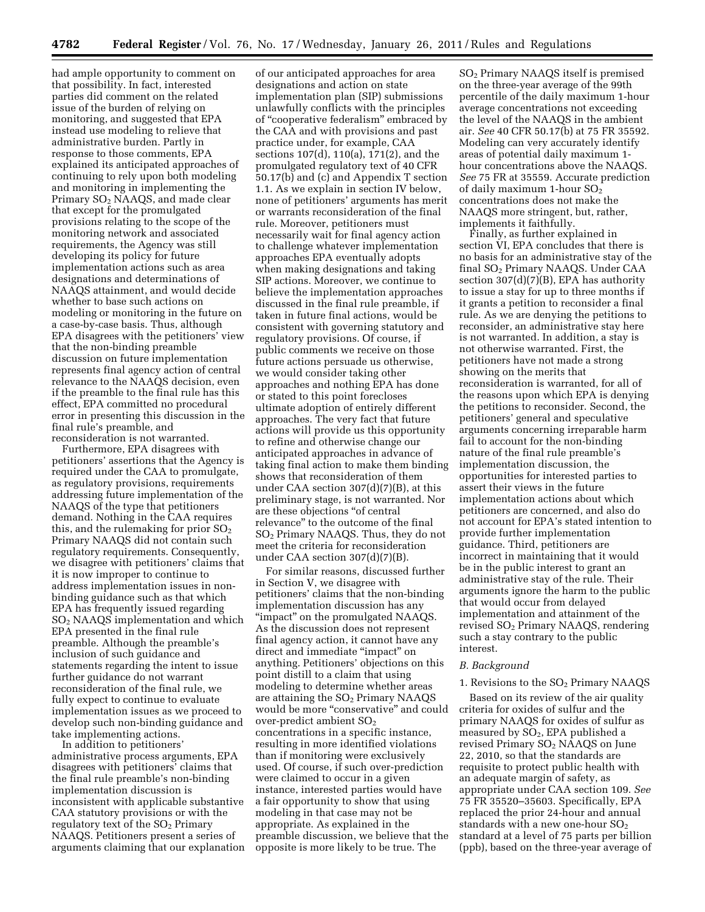had ample opportunity to comment on that possibility. In fact, interested parties did comment on the related issue of the burden of relying on monitoring, and suggested that EPA instead use modeling to relieve that administrative burden. Partly in response to those comments, EPA explained its anticipated approaches of continuing to rely upon both modeling and monitoring in implementing the Primary $SO_2$ NAAQS, and made clear that except for the promulgated provisions relating to the scope of the monitoring network and associated requirements, the Agency was still developing its policy for future implementation actions such as area designations and determinations of NAAQS attainment, and would decide whether to base such actions on modeling or monitoring in the future on a case-by-case basis. Thus, although EPA disagrees with the petitioners' view that the non-binding preamble discussion on future implementation represents final agency action of central relevance to the NAAQS decision, even if the preamble to the final rule has this effect, EPA committed no procedural error in presenting this discussion in the final rule's preamble, and reconsideration is not warranted.

Furthermore, EPA disagrees with petitioners' assertions that the Agency is required under the CAA to promulgate, as regulatory provisions, requirements addressing future implementation of the NAAQS of the type that petitioners demand. Nothing in the CAA requires this, and the rulemaking for prior $SO_2$ Primary NAAQS did not contain such regulatory requirements. Consequently, we disagree with petitioners' claims that it is now improper to continue to address implementation issues in non-binding guidance such as that which EPA has frequently issued regarding $SO_2$ NAAQS implementation and which EPA presented in the final rule preamble. Although the preamble's inclusion of such guidance and statements regarding the intent to issue further guidance do not warrant reconsideration of the final rule, we fully expect to continue to evaluate implementation issues as we proceed to develop such non-binding guidance and take implementing actions.

In addition to petitioners' administrative process arguments, EPA disagrees with petitioners' claims that the final rule preamble's non-binding implementation discussion is inconsistent with applicable substantive CAA statutory provisions or with the regulatory text of the $SO_2$ Primary NAAQS. Petitioners present a series of arguments claiming that our explanation of our anticipated approaches for area designations and action on state implementation plan (SIP) submissions unlawfully conflicts with the principles of "cooperative federalism" embraced by the CAA and with provisions and past practice under, for example, CAA sections 107(d), 110(a), 171(2), and the promulgated regulatory text of 40 CFR 50.17(b) and (c) and Appendix T section 1.1. As we explain in section IV below, none of petitioners' arguments has merit or warrants reconsideration of the final rule. Moreover, petitioners must necessarily wait for final agency action to challenge whatever implementation approaches EPA eventually adopts when making designations and taking SIP actions. Moreover, we continue to believe the implementation approaches discussed in the final rule preamble, if taken in future final actions, would be consistent with governing statutory and regulatory provisions. Of course, if public comments we receive on those future actions persuade us otherwise, we would consider taking other approaches and nothing EPA has done or stated to this point forecloses ultimate adoption of entirely different approaches. The very fact that future actions will provide us this opportunity to refine and otherwise change our anticipated approaches in advance of taking final action to make them binding shows that reconsideration of them under CAA section 307(d)(7)(B), at this preliminary stage, is not warranted. Nor are these objections "of central relevance" to the outcome of the final $SO_2$ Primary NAAQS. Thus, they do not meet the criteria for reconsideration under CAA section 307(d)(7)(B).

For similar reasons, discussed further in Section V, we disagree with petitioners' claims that the non-binding implementation discussion has any "impact" on the promulgated NAAQS. As the discussion does not represent final agency action, it cannot have any direct and immediate "impact" on anything. Petitioners' objections on this point distill to a claim that using modeling to determine whether areas are attaining the $SO_2$ Primary NAAQS would be more "conservative" and could over-predict ambient $SO_2$ concentrations in a specific instance, resulting in more identified violations than if monitoring were exclusively used. Of course, if such over-prediction were claimed to occur in a given instance, interested parties would have a fair opportunity to show that using modeling in that case may not be appropriate. As explained in the preamble discussion, we believe that the opposite is more likely to be true. The $SO_2$ Primary NAAQS itself is premised on the three-year average of the 99th percentile of the daily maximum 1-hour average concentrations not exceeding the level of the NAAQS in the ambient air. *See* 40 CFR 50.17(b) at 75 FR 35592. Modeling can very accurately identify areas of potential daily maximum 1-hour concentrations above the NAAQS. *See* 75 FR at 35559. Accurate prediction of daily maximum 1-hour $SO_2$ concentrations does not make the NAAQS more stringent, but, rather, implements it faithfully.

Finally, as further explained in section VI, EPA concludes that there is no basis for an administrative stay of the final $SO_2$ Primary NAAQS. Under CAA section 307(d)(7)(B), EPA has authority to issue a stay for up to three months if it grants a petition to reconsider a final rule. As we are denying the petitions to reconsider, an administrative stay here is not warranted. In addition, a stay is not otherwise warranted. First, the petitioners have not made a strong showing on the merits that reconsideration is warranted, for all of the reasons upon which EPA is denying the petitions to reconsider. Second, the petitioners' general and speculative arguments concerning irreparable harm fail to account for the non-binding nature of the final rule preamble's implementation discussion, the opportunities for interested parties to assert their views in the future implementation actions about which petitioners are concerned, and also do not account for EPA's stated intention to provide further implementation guidance. Third, petitioners are incorrect in maintaining that it would be in the public interest to grant an administrative stay of the rule. Their arguments ignore the harm to the public that would occur from delayed implementation and attainment of the revised $SO_2$ Primary NAAQS, rendering such a stay contrary to the public interest.

### *B. Background*

#### 1. Revisions to the $SO_2$ Primary NAAQS

Based on its review of the air quality criteria for oxides of sulfur and the primary NAAQS for oxides of sulfur as measured by $SO_2$, EPA published a revised Primary $SO_2$ NAAQS on June 22, 2010, so that the standards are requisite to protect public health with an adequate margin of safety, as appropriate under CAA section 109. *See* 75 FR 35520–35603. Specifically, EPA replaced the prior 24-hour and annual standards with a new one-hour $SO_2$ standard at a level of 75 parts per billion (ppb), based on the three-year average of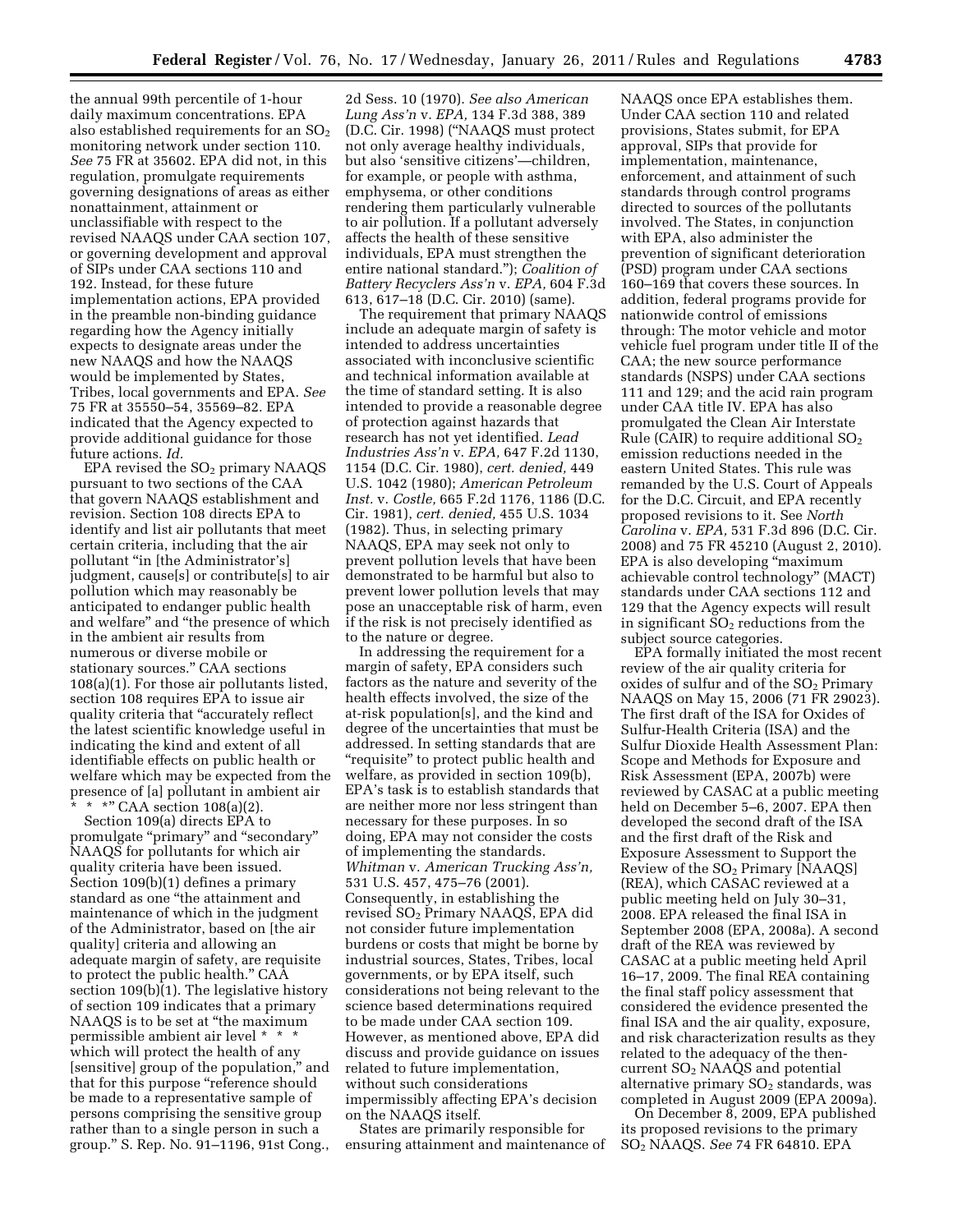the annual 99th percentile of 1-hour daily maximum concentrations. EPA also established requirements for an $SO_2$ monitoring network under section 110. *See* 75 FR at 35602. EPA did not, in this regulation, promulgate requirements governing designations of areas as either nonattainment, attainment or unclassifiable with respect to the revised NAAQS under CAA section 107, or governing development and approval of SIPs under CAA sections 110 and 192. Instead, for these future implementation actions, EPA provided in the preamble non-binding guidance regarding how the Agency initially expects to designate areas under the new NAAQS and how the NAAQS would be implemented by States, Tribes, local governments and EPA. *See* 75 FR at 35550–54, 35569–82. EPA indicated that the Agency expected to provide additional guidance for those future actions. *Id.*

EPA revised the $SO_2$ primary NAAQS pursuant to two sections of the CAA that govern NAAQS establishment and revision. Section 108 directs EPA to identify and list air pollutants that meet certain criteria, including that the air pollutant "in [the Administrator's] judgment, cause[s] or contribute[s] to air pollution which may reasonably be anticipated to endanger public health and welfare" and "the presence of which in the ambient air results from numerous or diverse mobile or stationary sources." CAA sections 108(a)(1). For those air pollutants listed, section 108 requires EPA to issue air quality criteria that "accurately reflect the latest scientific knowledge useful in indicating the kind and extent of all identifiable effects on public health or welfare which may be expected from the presence of [a] pollutant in ambient air * * *" CAA section 108(a)(2).

Section 109(a) directs EPA to promulgate "primary" and "secondary" NAAQS for pollutants for which air quality criteria have been issued. Section 109(b)(1) defines a primary standard as one "the attainment and maintenance of which in the judgment of the Administrator, based on [the air quality] criteria and allowing an adequate margin of safety, are requisite to protect the public health." CAA section 109(b)(1). The legislative history of section 109 indicates that a primary NAAQS is to be set at "the maximum permissible ambient air level * * * which will protect the health of any [sensitive] group of the population," and that for this purpose "reference should be made to a representative sample of persons comprising the sensitive group rather than to a single person in such a group." S. Rep. No. 91–1196, 91st Cong., 2d Sess. 10 (1970). *See also American Lung Ass'n* v. *EPA,* 134 F.3d 388, 389 (D.C. Cir. 1998) ("NAAQS must protect not only average healthy individuals, but also 'sensitive citizens'—children, for example, or people with asthma, emphysema, or other conditions rendering them particularly vulnerable to air pollution. If a pollutant adversely affects the health of these sensitive individuals, EPA must strengthen the entire national standard."); *Coalition of Battery Recyclers Ass'n* v. *EPA,* 604 F.3d 613, 617–18 (D.C. Cir. 2010) (same).

The requirement that primary NAAQS include an adequate margin of safety is intended to address uncertainties associated with inconclusive scientific and technical information available at the time of standard setting. It is also intended to provide a reasonable degree of protection against hazards that research has not yet identified. *Lead Industries Ass'n* v. *EPA,* 647 F.2d 1130, 1154 (D.C. Cir. 1980), *cert. denied,* 449 U.S. 1042 (1980); *American Petroleum Inst.* v. *Costle,* 665 F.2d 1176, 1186 (D.C. Cir. 1981), *cert. denied,* 455 U.S. 1034 (1982). Thus, in selecting primary NAAQS, EPA may seek not only to prevent pollution levels that have been demonstrated to be harmful but also to prevent lower pollution levels that may pose an unacceptable risk of harm, even if the risk is not precisely identified as to the nature or degree.

In addressing the requirement for a margin of safety, EPA considers such factors as the nature and severity of the health effects involved, the size of the at-risk population[s], and the kind and degree of the uncertainties that must be addressed. In setting standards that are "requisite" to protect public health and welfare, as provided in section 109(b), EPA's task is to establish standards that are neither more nor less stringent than necessary for these purposes. In so doing, EPA may not consider the costs of implementing the standards. *Whitman* v. *American Trucking Ass'n,* 531 U.S. 457, 475–76 (2001). Consequently, in establishing the revised $SO_2$ Primary NAAQS, EPA did not consider future implementation burdens or costs that might be borne by industrial sources, States, Tribes, local governments, or by EPA itself, such considerations not being relevant to the science based determinations required to be made under CAA section 109. However, as mentioned above, EPA did discuss and provide guidance on issues related to future implementation, without such considerations impermissibly affecting EPA's decision on the NAAQS itself.

States are primarily responsible for ensuring attainment and maintenance of NAAQS once EPA establishes them. Under CAA section 110 and related provisions, States submit, for EPA approval, SIPs that provide for implementation, maintenance, enforcement, and attainment of such standards through control programs directed to sources of the pollutants involved. The States, in conjunction with EPA, also administer the prevention of significant deterioration (PSD) program under CAA sections 160–169 that covers these sources. In addition, federal programs provide for nationwide control of emissions through: The motor vehicle and motor vehicle fuel program under title II of the CAA; the new source performance standards (NSPS) under CAA sections 111 and 129; and the acid rain program under CAA title IV. EPA has also promulgated the Clean Air Interstate Rule (CAIR) to require additional $SO_2$ emission reductions needed in the eastern United States. This rule was remanded by the U.S. Court of Appeals for the D.C. Circuit, and EPA recently proposed revisions to it. See *North Carolina* v. *EPA,* 531 F.3d 896 (D.C. Cir. 2008) and 75 FR 45210 (August 2, 2010). EPA is also developing "maximum achievable control technology" (MACT) standards under CAA sections 112 and 129 that the Agency expects will result in significant $SO_2$ reductions from the subject source categories.

EPA formally initiated the most recent review of the air quality criteria for oxides of sulfur and of the $SO_2$ Primary NAAQS on May 15, 2006 (71 FR 29023). The first draft of the ISA for Oxides of Sulfur-Health Criteria (ISA) and the Sulfur Dioxide Health Assessment Plan: Scope and Methods for Exposure and Risk Assessment (EPA, 2007b) were reviewed by CASAC at a public meeting held on December 5–6, 2007. EPA then developed the second draft of the ISA and the first draft of the Risk and Exposure Assessment to Support the Review of the $SO_2$ Primary [NAAQS] (REA), which CASAC reviewed at a public meeting held on July 30–31, 2008. EPA released the final ISA in September 2008 (EPA, 2008a). A second draft of the REA was reviewed by CASAC at a public meeting held April 16–17, 2009. The final REA containing the final staff policy assessment that considered the evidence presented the final ISA and the air quality, exposure, and risk characterization results as they related to the adequacy of the then-current $SO_2$ NAAQS and potential alternative primary $SO_2$ standards, was completed in August 2009 (EPA 2009a).

On December 8, 2009, EPA published its proposed revisions to the primary $SO_2$ NAAQS. *See* 74 FR 64810. EPA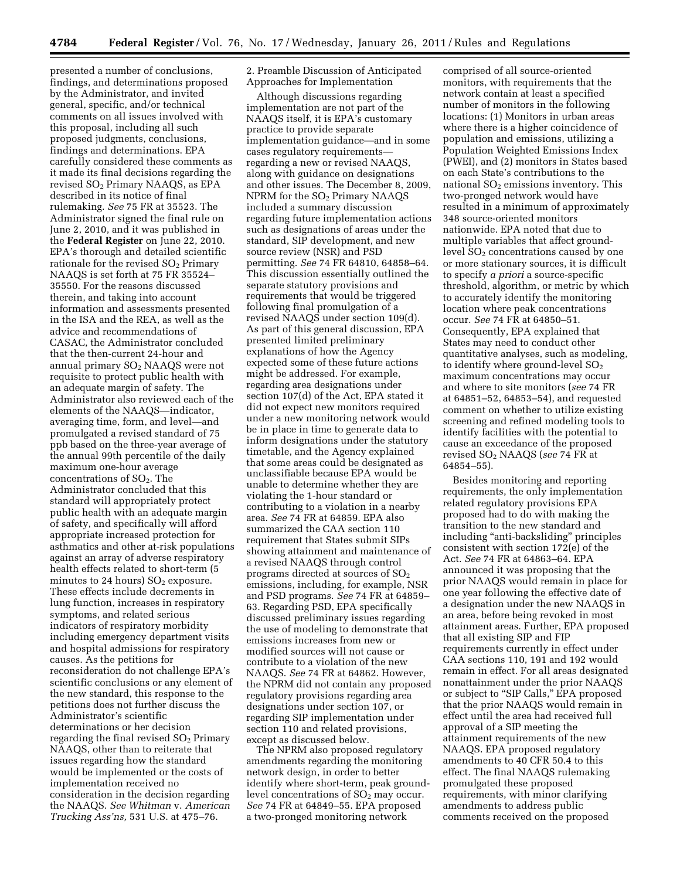presented a number of conclusions, findings, and determinations proposed by the Administrator, and invited general, specific, and/or technical comments on all issues involved with this proposal, including all such proposed judgments, conclusions, findings and determinations. EPA carefully considered these comments as it made its final decisions regarding the revised $SO_2$ Primary NAAQS, as EPA described in its notice of final rulemaking. *See* 75 FR at 35523. The Administrator signed the final rule on June 2, 2010, and it was published in the **Federal Register** on June 22, 2010. EPA's thorough and detailed scientific rationale for the revised $SO_2$ Primary NAAQS is set forth at 75 FR 35524–35550. For the reasons discussed therein, and taking into account information and assessments presented in the ISA and the REA, as well as the advice and recommendations of CASAC, the Administrator concluded that the then-current 24-hour and annual primary $SO_2$ NAAQS were not requisite to protect public health with an adequate margin of safety. The Administrator also reviewed each of the elements of the NAAQS—indicator, averaging time, form, and level—and promulgated a revised standard of 75 ppb based on the three-year average of the annual 99th percentile of the daily maximum one-hour average concentrations of $SO_2$. The Administrator concluded that this standard will appropriately protect public health with an adequate margin of safety, and specifically will afford appropriate increased protection for asthmatics and other at-risk populations against an array of adverse respiratory health effects related to short-term (5 minutes to 24 hours) $SO_2$ exposure. These effects include decrements in lung function, increases in respiratory symptoms, and related serious indicators of respiratory morbidity including emergency department visits and hospital admissions for respiratory causes. As the petitions for reconsideration do not challenge EPA's scientific conclusions or any element of the new standard, this response to the petitions does not further discuss the Administrator's scientific determinations or her decision regarding the final revised $SO_2$ Primary NAAQS, other than to reiterate that issues regarding how the standard would be implemented or the costs of implementation received no consideration in the decision regarding the NAAQS. *See Whitman* v. *American Trucking Ass'ns,* 531 U.S. at 475–76.

2. Preamble Discussion of Anticipated Approaches for Implementation

Although discussions regarding implementation are not part of the NAAQS itself, it is EPA's customary practice to provide separate implementation guidance—and in some cases regulatory requirements—regarding a new or revised NAAQS, along with guidance on designations and other issues. The December 8, 2009, NPRM for the $SO_2$ Primary NAAQS included a summary discussion regarding future implementation actions such as designations of areas under the standard, SIP development, and new source review (NSR) and PSD permitting. *See* 74 FR 64810, 64858–64. This discussion essentially outlined the separate statutory provisions and requirements that would be triggered following final promulgation of a revised NAAQS under section 109(d). As part of this general discussion, EPA presented limited preliminary explanations of how the Agency expected some of these future actions might be addressed. For example, regarding area designations under section 107(d) of the Act, EPA stated it did not expect new monitors required under a new monitoring network would be in place in time to generate data to inform designations under the statutory timetable, and the Agency explained that some areas could be designated as unclassifiable because EPA would be unable to determine whether they are violating the 1-hour standard or contributing to a violation in a nearby area. *See* 74 FR at 64859. EPA also summarized the CAA section 110 requirement that States submit SIPs showing attainment and maintenance of a revised NAAQS through control programs directed at sources of $SO_2$ emissions, including, for example, NSR and PSD programs. *See* 74 FR at 64859–63. Regarding PSD, EPA specifically discussed preliminary issues regarding the use of modeling to demonstrate that emissions increases from new or modified sources will not cause or contribute to a violation of the new NAAQS. *See* 74 FR at 64862. However, the NPRM did not contain any proposed regulatory provisions regarding area designations under section 107, or regarding SIP implementation under section 110 and related provisions, except as discussed below.

The NPRM also proposed regulatory amendments regarding the monitoring network design, in order to better identify where short-term, peak ground-level concentrations of $SO_2$ may occur. *See* 74 FR at 64849–55. EPA proposed a two-pronged monitoring network comprised of all source-oriented monitors, with requirements that the network contain at least a specified number of monitors in the following locations: (1) Monitors in urban areas where there is a higher coincidence of population and emissions, utilizing a Population Weighted Emissions Index (PWEI), and (2) monitors in States based on each State's contributions to the national $SO_2$ emissions inventory. This two-pronged network would have resulted in a minimum of approximately 348 source-oriented monitors nationwide. EPA noted that due to multiple variables that affect ground-level $SO_2$ concentrations caused by one or more stationary sources, it is difficult to specify *a priori* a source-specific threshold, algorithm, or metric by which to accurately identify the monitoring location where peak concentrations occur. *See* 74 FR at 64850–51. Consequently, EPA explained that States may need to conduct other quantitative analyses, such as modeling, to identify where ground-level $SO_2$ maximum concentrations may occur and where to site monitors (*see* 74 FR at 64851–52, 64853–54), and requested comment on whether to utilize existing screening and refined modeling tools to identify facilities with the potential to cause an exceedance of the proposed revised $SO_2$ NAAQS (*see* 74 FR at 64854–55).

Besides monitoring and reporting requirements, the only implementation related regulatory provisions EPA proposed had to do with making the transition to the new standard and including "anti-backsliding" principles consistent with section 172(e) of the Act. *See* 74 FR at 64863–64. EPA announced it was proposing that the prior NAAQS would remain in place for one year following the effective date of a designation under the new NAAQS in an area, before being revoked in most attainment areas. Further, EPA proposed that all existing SIP and FIP requirements currently in effect under CAA sections 110, 191 and 192 would remain in effect. For all areas designated nonattainment under the prior NAAQS or subject to "SIP Calls," EPA proposed that the prior NAAQS would remain in effect until the area had received full approval of a SIP meeting the attainment requirements of the new NAAQS. EPA proposed regulatory amendments to 40 CFR 50.4 to this effect. The final NAAQS rulemaking promulgated these proposed requirements, with minor clarifying amendments to address public comments received on the proposed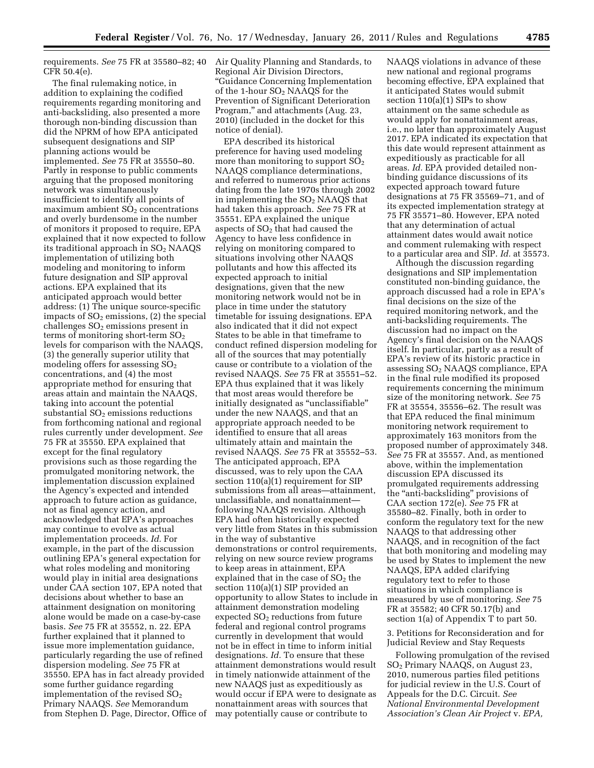requirements. *See* 75 FR at 35580–82; 40 CFR 50.4(e).

The final rulemaking notice, in addition to explaining the codified requirements regarding monitoring and anti-backsliding, also presented a more thorough non-binding discussion than did the NPRM of how EPA anticipated subsequent designations and SIP planning actions would be implemented. *See* 75 FR at 35550–80. Partly in response to public comments arguing that the proposed monitoring network was simultaneously insufficient to identify all points of maximum ambient $SO_2$ concentrations and overly burdensome in the number of monitors it proposed to require, EPA explained that it now expected to follow its traditional approach in $SO_2$ NAAQS implementation of utilizing both modeling and monitoring to inform future designation and SIP approval actions. EPA explained that its anticipated approach would better address: (1) The unique source-specific impacts of $SO_2$ emissions, (2) the special challenges $SO_2$ emissions present in terms of monitoring short-term $SO_2$ levels for comparison with the NAAQS, (3) the generally superior utility that modeling offers for assessing $SO_2$ concentrations, and (4) the most appropriate method for ensuring that areas attain and maintain the NAAQS, taking into account the potential substantial $SO_2$ emissions reductions from forthcoming national and regional rules currently under development. *See* 75 FR at 35550. EPA explained that except for the final regulatory provisions such as those regarding the promulgated monitoring network, the implementation discussion explained the Agency's expected and intended approach to future action as guidance, not as final agency action, and acknowledged that EPA's approaches may continue to evolve as actual implementation proceeds. *Id.* For example, in the part of the discussion outlining EPA's general expectation for what roles modeling and monitoring would play in initial area designations under CAA section 107, EPA noted that decisions about whether to base an attainment designation on monitoring alone would be made on a case-by-case basis. *See* 75 FR at 35552, n. 22. EPA further explained that it planned to issue more implementation guidance, particularly regarding the use of refined dispersion modeling. *See* 75 FR at 35550. EPA has in fact already provided some further guidance regarding implementation of the revised $SO_2$ Primary NAAQS. *See* Memorandum from Stephen D. Page, Director, Office of Air Quality Planning and Standards, to Regional Air Division Directors, "Guidance Concerning Implementation of the 1-hour $SO_2$ NAAQS for the Prevention of Significant Deterioration Program," and attachments (Aug. 23, 2010) (included in the docket for this notice of denial).

EPA described its historical preference for having used modeling more than monitoring to support $SO_2$ NAAQS compliance determinations, and referred to numerous prior actions dating from the late 1970s through 2002 in implementing the $SO_2$ NAAQS that had taken this approach. *See* 75 FR at 35551. EPA explained the unique aspects of $SO_2$ that had caused the Agency to have less confidence in relying on monitoring compared to situations involving other NAAQS pollutants and how this affected its expected approach to initial designations, given that the new monitoring network would not be in place in time under the statutory timetable for issuing designations. EPA also indicated that it did not expect States to be able in that timeframe to conduct refined dispersion modeling for all of the sources that may potentially cause or contribute to a violation of the revised NAAQS. *See* 75 FR at 35551–52. EPA thus explained that it was likely that most areas would therefore be initially designated as "unclassifiable" under the new NAAQS, and that an appropriate approach needed to be identified to ensure that all areas ultimately attain and maintain the revised NAAQS. *See* 75 FR at 35552–53. The anticipated approach, EPA discussed, was to rely upon the CAA section 110(a)(1) requirement for SIP submissions from all areas—attainment, unclassifiable, and nonattainment—following NAAQS revision. Although EPA had often historically expected very little from States in this submission in the way of substantive demonstrations or control requirements, relying on new source review programs to keep areas in attainment, EPA explained that in the case of $SO_2$ the section 110(a)(1) SIP provided an opportunity to allow States to include in attainment demonstration modeling expected $SO_2$ reductions from future federal and regional control programs currently in development that would not be in effect in time to inform initial designations. *Id.* To ensure that these attainment demonstrations would result in timely nationwide attainment of the new NAAQS just as expeditiously as would occur if EPA were to designate as nonattainment areas with sources that may potentially cause or contribute to NAAQS violations in advance of these new national and regional programs becoming effective, EPA explained that it anticipated States would submit section 110(a)(1) SIPs to show attainment on the same schedule as would apply for nonattainment areas, i.e., no later than approximately August 2017. EPA indicated its expectation that this date would represent attainment as expeditiously as practicable for all areas. *Id.* EPA provided detailed non-binding guidance discussions of its expected approach toward future designations at 75 FR 35569–71, and of its expected implementation strategy at 75 FR 35571–80. However, EPA noted that any determination of actual attainment dates would await notice and comment rulemaking with respect to a particular area and SIP. *Id.* at 35573.

Although the discussion regarding designations and SIP implementation constituted non-binding guidance, the approach discussed had a role in EPA's final decisions on the size of the required monitoring network, and the anti-backsliding requirements. The discussion had no impact on the Agency's final decision on the NAAQS itself. In particular, partly as a result of EPA's review of its historic practice in assessing $SO_2$ NAAQS compliance, EPA in the final rule modified its proposed requirements concerning the minimum size of the monitoring network. *See* 75 FR at 35554, 35556–62. The result was that EPA reduced the final minimum monitoring network requirement to approximately 163 monitors from the proposed number of approximately 348. *See* 75 FR at 35557. And, as mentioned above, within the implementation discussion EPA discussed its promulgated requirements addressing the "anti-backsliding" provisions of CAA section 172(e). *See* 75 FR at 35580–82. Finally, both in order to conform the regulatory text for the new NAAQS to that addressing other NAAQS, and in recognition of the fact that both monitoring and modeling may be used by States to implement the new NAAQS, EPA added clarifying regulatory text to refer to those situations in which compliance is measured by use of monitoring. *See* 75 FR at 35582; 40 CFR 50.17(b) and section 1(a) of Appendix T to part 50.

3. Petitions for Reconsideration and for Judicial Review and Stay Requests

Following promulgation of the revised $SO_2$ Primary NAAQS, on August 23, 2010, numerous parties filed petitions for judicial review in the U.S. Court of Appeals for the D.C. Circuit. *See National Environmental Development Association's Clean Air Project* v. *EPA,*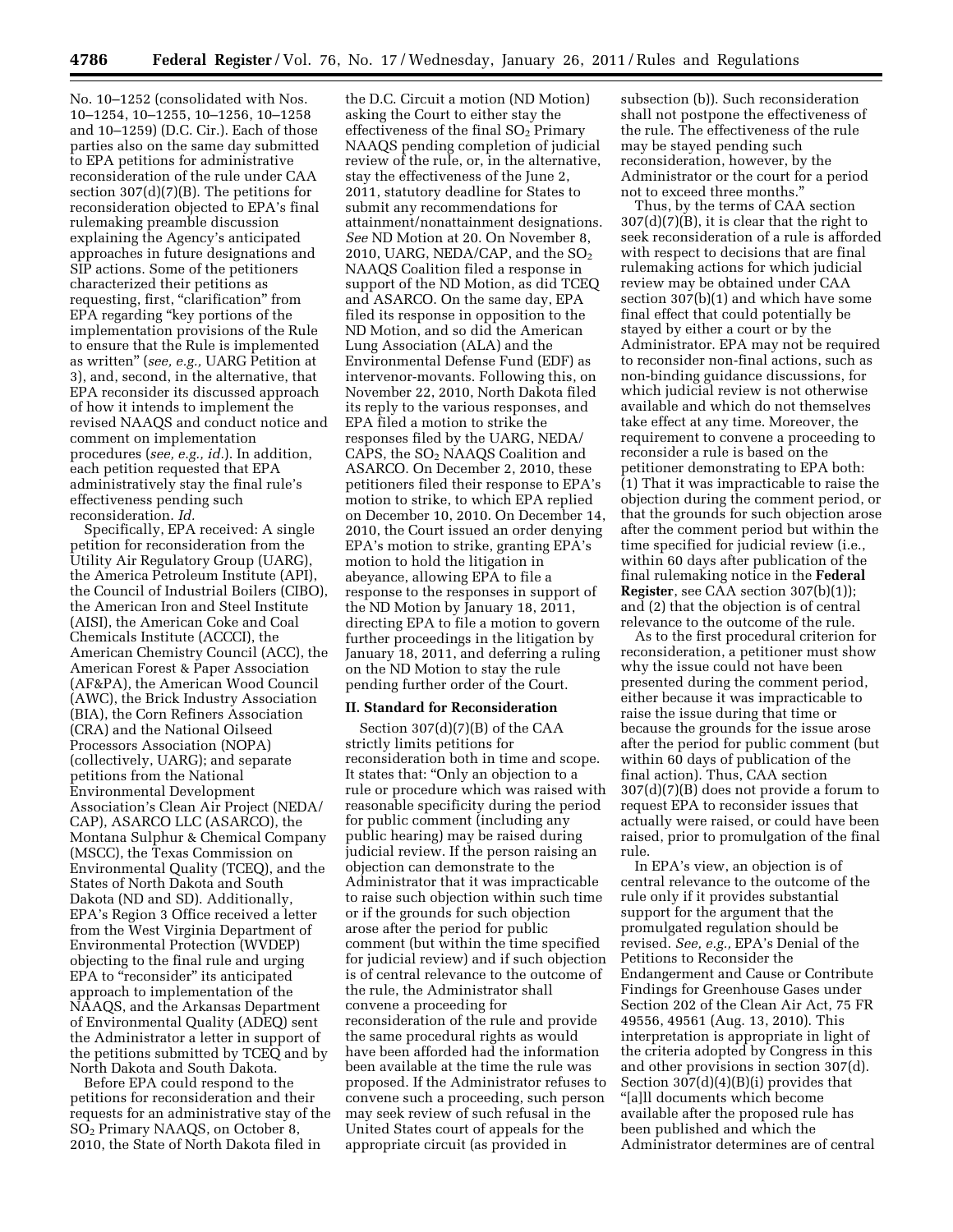No. 10–1252 (consolidated with Nos. 10–1254, 10–1255, 10–1256, 10–1258 and 10–1259) (D.C. Cir.). Each of those parties also on the same day submitted to EPA petitions for administrative reconsideration of the rule under CAA section 307(d)(7)(B). The petitions for reconsideration objected to EPA's final rulemaking preamble discussion explaining the Agency's anticipated approaches in future designations and SIP actions. Some of the petitioners characterized their petitions as requesting, first, "clarification" from EPA regarding "key portions of the implementation provisions of the Rule to ensure that the Rule is implemented as written" (*see, e.g.,* UARG Petition at 3), and, second, in the alternative, that EPA reconsider its discussed approach of how it intends to implement the revised NAAQS and conduct notice and comment on implementation procedures (*see, e.g., id.*). In addition, each petition requested that EPA administratively stay the final rule's effectiveness pending such reconsideration. *Id.*

Specifically, EPA received: A single petition for reconsideration from the Utility Air Regulatory Group (UARG), the America Petroleum Institute (API), the Council of Industrial Boilers (CIBO), the American Iron and Steel Institute (AISI), the American Coke and Coal Chemicals Institute (ACCCI), the American Chemistry Council (ACC), the American Forest & Paper Association (AF&PA), the American Wood Council (AWC), the Brick Industry Association (BIA), the Corn Refiners Association (CRA) and the National Oilseed Processors Association (NOPA) (collectively, UARG); and separate petitions from the National Environmental Development Association's Clean Air Project (NEDA/CAP), ASARCO LLC (ASARCO), the Montana Sulphur & Chemical Company (MSCC), the Texas Commission on Environmental Quality (TCEQ), and the States of North Dakota and South Dakota (ND and SD). Additionally, EPA's Region 3 Office received a letter from the West Virginia Department of Environmental Protection (WVDEP) objecting to the final rule and urging EPA to "reconsider" its anticipated approach to implementation of the NAAQS, and the Arkansas Department of Environmental Quality (ADEQ) sent the Administrator a letter in support of the petitions submitted by TCEQ and by North Dakota and South Dakota.

Before EPA could respond to the petitions for reconsideration and their requests for an administrative stay of the $SO_2$ Primary NAAQS, on October 8, 2010, the State of North Dakota filed in the D.C. Circuit a motion (ND Motion) asking the Court to either stay the effectiveness of the final $SO_2$ Primary NAAQS pending completion of judicial review of the rule, or, in the alternative, stay the effectiveness of the June 2, 2011, statutory deadline for States to submit any recommendations for attainment/nonattainment designations. *See* ND Motion at 20. On November 8, 2010, UARG, NEDA/CAP, and the $SO_2$ NAAQS Coalition filed a response in support of the ND Motion, as did TCEQ and ASARCO. On the same day, EPA filed its response in opposition to the ND Motion, and so did the American Lung Association (ALA) and the Environmental Defense Fund (EDF) as intervenor-movants. Following this, on November 22, 2010, North Dakota filed its reply to the various responses, and EPA filed a motion to strike the responses filed by the UARG, NEDA/CAPS, the $SO_2$ NAAQS Coalition and ASARCO. On December 2, 2010, these petitioners filed their response to EPA's motion to strike, to which EPA replied on December 10, 2010. On December 14, 2010, the Court issued an order denying EPA's motion to strike, granting EPA's motion to hold the litigation in abeyance, allowing EPA to file a response to the responses in support of the ND Motion by January 18, 2011, directing EPA to file a motion to govern further proceedings in the litigation by January 18, 2011, and deferring a ruling on the ND Motion to stay the rule pending further order of the Court.

## II. Standard for Reconsideration

Section 307(d)(7)(B) of the CAA strictly limits petitions for reconsideration both in time and scope. It states that: "Only an objection to a rule or procedure which was raised with reasonable specificity during the period for public comment (including any public hearing) may be raised during judicial review. If the person raising an objection can demonstrate to the Administrator that it was impracticable to raise such objection within such time or if the grounds for such objection arose after the period for public comment (but within the time specified for judicial review) and if such objection is of central relevance to the outcome of the rule, the Administrator shall convene a proceeding for reconsideration of the rule and provide the same procedural rights as would have been afforded had the information been available at the time the rule was proposed. If the Administrator refuses to convene such a proceeding, such person may seek review of such refusal in the United States court of appeals for the appropriate circuit (as provided in subsection (b)). Such reconsideration shall not postpone the effectiveness of the rule. The effectiveness of the rule may be stayed pending such reconsideration, however, by the Administrator or the court for a period not to exceed three months."

Thus, by the terms of CAA section 307(d)(7)(B), it is clear that the right to seek reconsideration of a rule is afforded with respect to decisions that are final rulemaking actions for which judicial review may be obtained under CAA section 307(b)(1) and which have some final effect that could potentially be stayed by either a court or by the Administrator. EPA may not be required to reconsider non-final actions, such as non-binding guidance discussions, for which judicial review is not otherwise available and which do not themselves take effect at any time. Moreover, the requirement to convene a proceeding to reconsider a rule is based on the petitioner demonstrating to EPA both: (1) That it was impracticable to raise the objection during the comment period, or that the grounds for such objection arose after the comment period but within the time specified for judicial review (i.e., within 60 days after publication of the final rulemaking notice in the **Federal Register**, see CAA section 307(b)(1)); and (2) that the objection is of central relevance to the outcome of the rule.

As to the first procedural criterion for reconsideration, a petitioner must show why the issue could not have been presented during the comment period, either because it was impracticable to raise the issue during that time or because the grounds for the issue arose after the period for public comment (but within 60 days of publication of the final action). Thus, CAA section 307(d)(7)(B) does not provide a forum to request EPA to reconsider issues that actually were raised, or could have been raised, prior to promulgation of the final rule.

In EPA's view, an objection is of central relevance to the outcome of the rule only if it provides substantial support for the argument that the promulgated regulation should be revised. *See, e.g.,* EPA's Denial of the Petitions to Reconsider the Endangerment and Cause or Contribute Findings for Greenhouse Gases under Section 202 of the Clean Air Act, 75 FR 49556, 49561 (Aug. 13, 2010). This interpretation is appropriate in light of the criteria adopted by Congress in this and other provisions in section 307(d). Section 307(d)(4)(B)(i) provides that "[a]ll documents which become available after the proposed rule has been published and which the Administrator determines are of central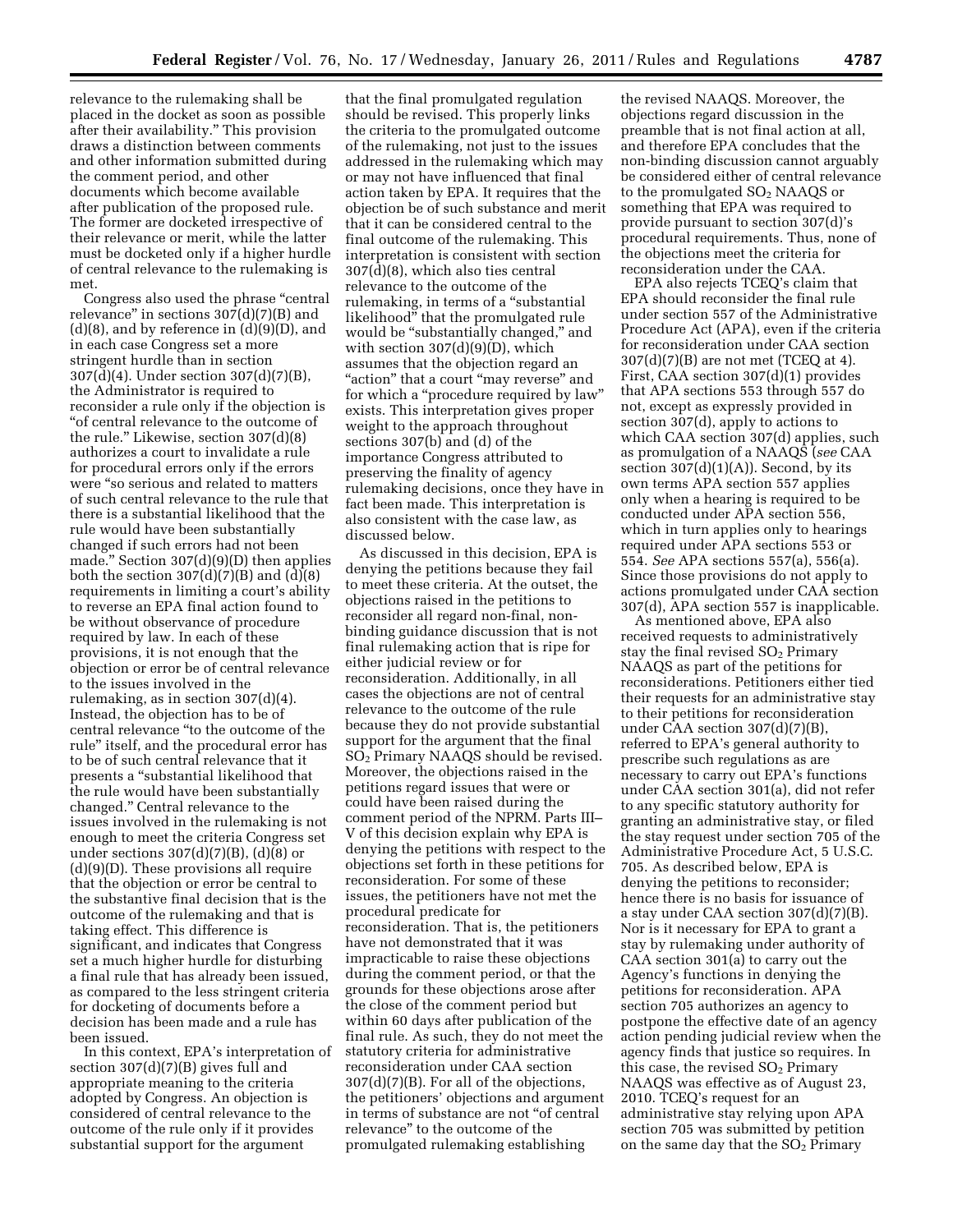relevance to the rulemaking shall be placed in the docket as soon as possible after their availability." This provision draws a distinction between comments and other information submitted during the comment period, and other documents which become available after publication of the proposed rule. The former are docketed irrespective of their relevance or merit, while the latter must be docketed only if a higher hurdle of central relevance to the rulemaking is met.

Congress also used the phrase "central relevance" in sections 307(d)(7)(B) and (d)(8), and by reference in (d)(9)(D), and in each case Congress set a more stringent hurdle than in section 307(d)(4). Under section 307(d)(7)(B), the Administrator is required to reconsider a rule only if the objection is "of central relevance to the outcome of the rule." Likewise, section 307(d)(8) authorizes a court to invalidate a rule for procedural errors only if the errors were "so serious and related to matters of such central relevance to the rule that there is a substantial likelihood that the rule would have been substantially changed if such errors had not been made." Section 307(d)(9)(D) then applies both the section 307(d)(7)(B) and (d)(8) requirements in limiting a court's ability to reverse an EPA final action found to be without observance of procedure required by law. In each of these provisions, it is not enough that the objection or error be of central relevance to the issues involved in the rulemaking, as in section 307(d)(4). Instead, the objection has to be of central relevance "to the outcome of the rule" itself, and the procedural error has to be of such central relevance that it presents a "substantial likelihood that the rule would have been substantially changed." Central relevance to the issues involved in the rulemaking is not enough to meet the criteria Congress set under sections 307(d)(7)(B), (d)(8) or (d)(9)(D). These provisions all require that the objection or error be central to the substantive final decision that is the outcome of the rulemaking and that is taking effect. This difference is significant, and indicates that Congress set a much higher hurdle for disturbing a final rule that has already been issued, as compared to the less stringent criteria for docketing of documents before a decision has been made and a rule has been issued.

In this context, EPA's interpretation of section 307(d)(7)(B) gives full and appropriate meaning to the criteria adopted by Congress. An objection is considered of central relevance to the outcome of the rule only if it provides substantial support for the argument that the final promulgated regulation should be revised. This properly links the criteria to the promulgated outcome of the rulemaking, not just to the issues addressed in the rulemaking which may or may not have influenced that final action taken by EPA. It requires that the objection be of such substance and merit that it can be considered central to the final outcome of the rulemaking. This interpretation is consistent with section 307(d)(8), which also ties central relevance to the outcome of the rulemaking, in terms of a "substantial likelihood" that the promulgated rule would be "substantially changed," and with section 307(d)(9)(D), which assumes that the objection regard an "action" that a court "may reverse" and for which a "procedure required by law" exists. This interpretation gives proper weight to the approach throughout sections 307(b) and (d) of the importance Congress attributed to preserving the finality of agency rulemaking decisions, once they have in fact been made. This interpretation is also consistent with the case law, as discussed below.

As discussed in this decision, EPA is denying the petitions because they fail to meet these criteria. At the outset, the objections raised in the petitions to reconsider all regard non-final, non-binding guidance discussion that is not final rulemaking action that is ripe for either judicial review or for reconsideration. Additionally, in all cases the objections are not of central relevance to the outcome of the rule because they do not provide substantial support for the argument that the final $SO_2$ Primary NAAQS should be revised. Moreover, the objections raised in the petitions regard issues that were or could have been raised during the comment period of the NPRM. Parts III–V of this decision explain why EPA is denying the petitions with respect to the objections set forth in these petitions for reconsideration. For some of these issues, the petitioners have not met the procedural predicate for reconsideration. That is, the petitioners have not demonstrated that it was impracticable to raise these objections during the comment period, or that the grounds for these objections arose after the close of the comment period but within 60 days after publication of the final rule. As such, they do not meet the statutory criteria for administrative reconsideration under CAA section 307(d)(7)(B). For all of the objections, the petitioners' objections and argument in terms of substance are not "of central relevance" to the outcome of the promulgated rulemaking establishing the revised NAAQS. Moreover, the objections regard discussion in the preamble that is not final action at all, and therefore EPA concludes that the non-binding discussion cannot arguably be considered either of central relevance to the promulgated $SO_2$ NAAQS or something that EPA was required to provide pursuant to section 307(d)'s procedural requirements. Thus, none of the objections meet the criteria for reconsideration under the CAA.

EPA also rejects TCEQ's claim that EPA should reconsider the final rule under section 557 of the Administrative Procedure Act (APA), even if the criteria for reconsideration under CAA section 307(d)(7)(B) are not met (TCEQ at 4). First, CAA section 307(d)(1) provides that APA sections 553 through 557 do not, except as expressly provided in section 307(d), apply to actions to which CAA section 307(d) applies, such as promulgation of a NAAQS (*see* CAA section 307(d)(1)(A)). Second, by its own terms APA section 557 applies only when a hearing is required to be conducted under APA section 556, which in turn applies only to hearings required under APA sections 553 or 554. *See* APA sections 557(a), 556(a). Since those provisions do not apply to actions promulgated under CAA section 307(d), APA section 557 is inapplicable.

As mentioned above, EPA also received requests to administratively stay the final revised $SO_2$ Primary NAAQS as part of the petitions for reconsiderations. Petitioners either tied their requests for an administrative stay to their petitions for reconsideration under CAA section 307(d)(7)(B), referred to EPA's general authority to prescribe such regulations as are necessary to carry out EPA's functions under CAA section 301(a), did not refer to any specific statutory authority for granting an administrative stay, or filed the stay request under section 705 of the Administrative Procedure Act, 5 U.S.C. 705. As described below, EPA is denying the petitions to reconsider; hence there is no basis for issuance of a stay under CAA section 307(d)(7)(B). Nor is it necessary for EPA to grant a stay by rulemaking under authority of CAA section 301(a) to carry out the Agency's functions in denying the petitions for reconsideration. APA section 705 authorizes an agency to postpone the effective date of an agency action pending judicial review when the agency finds that justice so requires. In this case, the revised $SO_2$ Primary NAAQS was effective as of August 23, 2010. TCEQ's request for an administrative stay relying upon APA section 705 was submitted by petition on the same day that the $SO_2$ Primary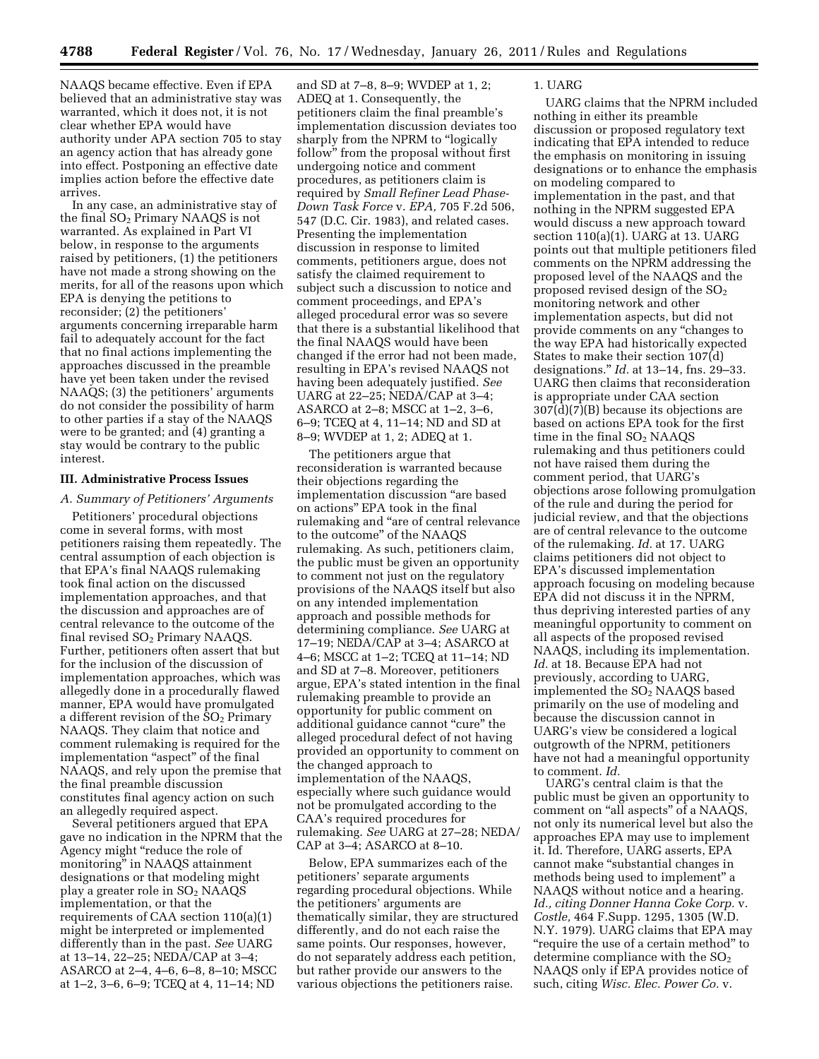NAAQS became effective. Even if EPA believed that an administrative stay was warranted, which it does not, it is not clear whether EPA would have authority under APA section 705 to stay an agency action that has already gone into effect. Postponing an effective date implies action before the effective date arrives.

In any case, an administrative stay of the final $SO_2$ Primary NAAQS is not warranted. As explained in Part VI below, in response to the arguments raised by petitioners, (1) the petitioners have not made a strong showing on the merits, for all of the reasons upon which EPA is denying the petitions to reconsider; (2) the petitioners' arguments concerning irreparable harm fail to adequately account for the fact that no final actions implementing the approaches discussed in the preamble have yet been taken under the revised NAAQS; (3) the petitioners' arguments do not consider the possibility of harm to other parties if a stay of the NAAQS were to be granted; and (4) granting a stay would be contrary to the public interest.

## III. Administrative Process Issues

### A. Summary of Petitioners' Arguments

Petitioners' procedural objections come in several forms, with most petitioners raising them repeatedly. The central assumption of each objection is that EPA's final NAAQS rulemaking took final action on the discussed implementation approaches, and that the discussion and approaches are of central relevance to the outcome of the final revised $SO_2$ Primary NAAQS. Further, petitioners often assert that but for the inclusion of the discussion of implementation approaches, which was allegedly done in a procedurally flawed manner, EPA would have promulgated a different revision of the $SO_2$ Primary NAAQS. They claim that notice and comment rulemaking is required for the implementation "aspect" of the final NAAQS, and rely upon the premise that the final preamble discussion constitutes final agency action on such an allegedly required aspect.

Several petitioners argued that EPA gave no indication in the NPRM that the Agency might "reduce the role of monitoring" in NAAQS attainment designations or that modeling might play a greater role in $SO_2$ NAAQS implementation, or that the requirements of CAA section 110(a)(1) might be interpreted or implemented differently than in the past. *See* UARG at 13–14, 22–25; NEDA/CAP at 3–4; ASARCO at 2–4, 4–6, 6–8, 8–10; MSCC at 1–2, 3–6, 6–9; TCEQ at 4, 11–14; ND and SD at 7–8, 8–9; WVDEP at 1, 2; ADEQ at 1. Consequently, the petitioners claim the final preamble's implementation discussion deviates too sharply from the NPRM to "logically follow" from the proposal without first undergoing notice and comment procedures, as petitioners claim is required by *Small Refiner Lead Phase-Down Task Force* v. *EPA,* 705 F.2d 506, 547 (D.C. Cir. 1983), and related cases. Presenting the implementation discussion in response to limited comments, petitioners argue, does not satisfy the claimed requirement to subject such a discussion to notice and comment proceedings, and EPA's alleged procedural error was so severe that there is a substantial likelihood that the final NAAQS would have been changed if the error had not been made, resulting in EPA's revised NAAQS not having been adequately justified. *See* UARG at 22–25; NEDA/CAP at 3–4; ASARCO at 2–8; MSCC at 1–2, 3–6, 6–9; TCEQ at 4, 11–14; ND and SD at 8–9; WVDEP at 1, 2; ADEQ at 1.

The petitioners argue that reconsideration is warranted because their objections regarding the implementation discussion "are based on actions" EPA took in the final rulemaking and "are of central relevance to the outcome" of the NAAQS rulemaking. As such, petitioners claim, the public must be given an opportunity to comment not just on the regulatory provisions of the NAAQS itself but also on any intended implementation approach and possible methods for determining compliance. *See* UARG at 17–19; NEDA/CAP at 3–4; ASARCO at 4–6; MSCC at 1–2; TCEQ at 11–14; ND and SD at 7–8. Moreover, petitioners argue, EPA's stated intention in the final rulemaking preamble to provide an opportunity for public comment on additional guidance cannot "cure" the alleged procedural defect of not having provided an opportunity to comment on the changed approach to implementation of the NAAQS, especially where such guidance would not be promulgated according to the CAA's required procedures for rulemaking. *See* UARG at 27–28; NEDA/CAP at 3–4; ASARCO at 8–10.

Below, EPA summarizes each of the petitioners' separate arguments regarding procedural objections. While the petitioners' arguments are thematically similar, they are structured differently, and do not each raise the same points. Our responses, however, do not separately address each petition, but rather provide our answers to the various objections the petitioners raise.

#### 1. UARG

UARG claims that the NPRM included nothing in either its preamble discussion or proposed regulatory text indicating that EPA intended to reduce the emphasis on monitoring in issuing designations or to enhance the emphasis on modeling compared to implementation in the past, and that nothing in the NPRM suggested EPA would discuss a new approach toward section 110(a)(1). UARG at 13. UARG points out that multiple petitioners filed comments on the NPRM addressing the proposed level of the NAAQS and the proposed revised design of the $SO_2$ monitoring network and other implementation aspects, but did not provide comments on any "changes to the way EPA had historically expected States to make their section 107(d) designations." *Id.* at 13–14, fns. 29–33. UARG then claims that reconsideration is appropriate under CAA section 307(d)(7)(B) because its objections are based on actions EPA took for the first time in the final $SO_2$ NAAQS rulemaking and thus petitioners could not have raised them during the comment period, that UARG's objections arose following promulgation of the rule and during the period for judicial review, and that the objections are of central relevance to the outcome of the rulemaking. *Id.* at 17. UARG claims petitioners did not object to EPA's discussed implementation approach focusing on modeling because EPA did not discuss it in the NPRM, thus depriving interested parties of any meaningful opportunity to comment on all aspects of the proposed revised NAAQS, including its implementation. *Id.* at 18. Because EPA had not previously, according to UARG, implemented the $SO_2$ NAAQS based primarily on the use of modeling and because the discussion cannot in UARG's view be considered a logical outgrowth of the NPRM, petitioners have not had a meaningful opportunity to comment. *Id.*

UARG's central claim is that the public must be given an opportunity to comment on "all aspects" of a NAAQS, not only its numerical level but also the approaches EPA may use to implement it. Id. Therefore, UARG asserts, EPA cannot make "substantial changes in methods being used to implement" a NAAQS without notice and a hearing. *Id., citing Donner Hanna Coke Corp.* v. *Costle,* 464 F.Supp. 1295, 1305 (W.D. N.Y. 1979). UARG claims that EPA may "require the use of a certain method" to determine compliance with the $SO_2$ NAAQS only if EPA provides notice of such, citing *Wisc. Elec. Power Co.* v.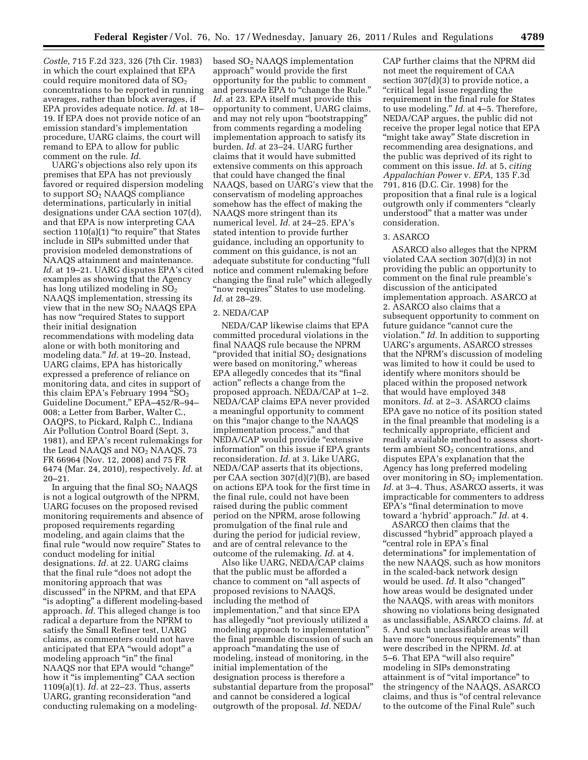*Costle,* 715 F.2d 323, 326 (7th Cir. 1983) in which the court explained that EPA could require monitored data of $SO_2$ concentrations to be reported in running averages, rather than block averages, if EPA provides adequate notice. *Id.* at 18–19. If EPA does not provide notice of an emission standard's implementation procedure, UARG claims, the court will remand to EPA to allow for public comment on the rule. *Id.*

UARG's objections also rely upon its premises that EPA has not previously favored or required dispersion modeling to support $SO_2$ NAAQS compliance determinations, particularly in initial designations under CAA section 107(d), and that EPA is now interpreting CAA section 110(a)(1) "to require" that States include in SIPs submitted under that provision modeled demonstrations of NAAQS attainment and maintenance. *Id.* at 19–21. UARG disputes EPA's cited examples as showing that the Agency has long utilized modeling in $SO_2$ NAAQS implementation, stressing its view that in the new $SO_2$ NAAQS EPA has now "required States to support their initial designation recommendations with modeling data alone or with both monitoring and modeling data." *Id.* at 19–20. Instead, UARG claims, EPA has historically expressed a preference of reliance on monitoring data, and cites in support of this claim EPA's February 1994 "$SO_2$ Guideline Document," EPA–452/R–94–008; a Letter from Barber, Walter C., OAQPS, to Pickard, Ralph C., Indiana Air Pollution Control Board (Sept. 3, 1981), and EPA's recent rulemakings for the Lead NAAQS and $NO_2$ NAAQS, 73 FR 66964 (Nov. 12, 2008) and 75 FR 6474 (Mar. 24, 2010), respectively. *Id.* at 20–21.

In arguing that the final $SO_2$ NAAQS is not a logical outgrowth of the NPRM, UARG focuses on the proposed revised monitoring requirements and absence of proposed requirements regarding modeling, and again claims that the final rule "would now require" States to conduct modeling for initial designations. *Id.* at 22. UARG claims that the final rule "does not adopt the monitoring approach that was discussed" in the NPRM, and that EPA "is adopting" a different modeling-based approach. *Id.* This alleged change is too radical a departure from the NPRM to satisfy the Small Refiner test, UARG claims, as commenters could not have anticipated that EPA "would adopt" a modeling approach "in" the final NAAQS nor that EPA would "change" how it "is implementing" CAA section 1109(a)(1). *Id.* at 22–23. Thus, asserts UARG, granting reconsideration "and conducting rulemaking on a modeling-based $SO_2$ NAAQS implementation approach" would provide the first opportunity for the public to comment and persuade EPA to "change the Rule." *Id.* at 23. EPA itself must provide this opportunity to comment, UARG claims, and may not rely upon "bootstrapping" from comments regarding a modeling implementation approach to satisfy its burden. *Id.* at 23–24. UARG further claims that it would have submitted extensive comments on this approach that could have changed the final NAAQS, based on UARG's view that the conservatism of modeling approaches somehow has the effect of making the NAAQS more stringent than its numerical level. *Id.* at 24–25. EPA's stated intention to provide further guidance, including an opportunity to comment on this guidance, is not an adequate substitute for conducting "full notice and comment rulemaking before changing the final rule" which allegedly "now requires" States to use modeling. *Id.* at 28–29.

2. NEDA/CAP

NEDA/CAP likewise claims that EPA committed procedural violations in the final NAAQS rule because the NPRM "provided that initial $SO_2$ designations were based on monitoring," whereas EPA allegedly concedes that its "final action" reflects a change from the proposed approach. NEDA/CAP at 1–2. NEDA/CAP claims EPA never provided a meaningful opportunity to comment on this "major change to the NAAQS implementation process," and that NEDA/CAP would provide "extensive information" on this issue if EPA grants reconsideration. *Id.* at 3. Like UARG, NEDA/CAP asserts that its objections, per CAA section 307(d)(7)(B), are based on actions EPA took for the first time in the final rule, could not have been raised during the public comment period on the NPRM, arose following promulgation of the final rule and during the period for judicial review, and are of central relevance to the outcome of the rulemaking. *Id.* at 4.

Also like UARG, NEDA/CAP claims that the public must be afforded a chance to comment on "all aspects of proposed revisions to NAAQS, including the method of implementation," and that since EPA has allegedly "not previously utilized a modeling approach to implementation" the final preamble discussion of such an approach "mandating the use of modeling, instead of monitoring, in the initial implementation of the designation process is therefore a substantial departure from the proposal" and cannot be considered a logical outgrowth of the proposal. *Id.* NEDA/CAP further claims that the NPRM did not meet the requirement of CAA section 307(d)(3) to provide notice, a "critical legal issue regarding the requirement in the final rule for States to use modeling." *Id.* at 4–5. Therefore, NEDA/CAP argues, the public did not receive the proper legal notice that EPA "might take away" State discretion in recommending area designations, and the public was deprived of its right to comment on this issue. *Id.* at 5, *citing Appalachian Power* v. *EPA,* 135 F.3d 791, 816 (D.C. Cir. 1998) for the proposition that a final rule is a logical outgrowth only if commenters "clearly understood" that a matter was under consideration.

3. ASARCO

ASARCO also alleges that the NPRM violated CAA section 307(d)(3) in not providing the public an opportunity to comment on the final rule preamble's discussion of the anticipated implementation approach. ASARCO at 2. ASARCO also claims that a subsequent opportunity to comment on future guidance "cannot cure the violation." *Id.* In addition to supporting UARG's arguments, ASARCO stresses that the NPRM's discussion of modeling was limited to how it could be used to identify where monitors should be placed within the proposed network that would have employed 348 monitors. *Id.* at 2–3. ASARCO claims EPA gave no notice of its position stated in the final preamble that modeling is a technically appropriate, efficient and readily available method to assess short-term ambient $SO_2$ concentrations, and disputes EPA's explanation that the Agency has long preferred modeling over monitoring in $SO_2$ implementation. *Id.* at 3–4. Thus, ASARCO asserts, it was impracticable for commenters to address EPA's "final determination to move toward a 'hybrid' approach." *Id.* at 4.

ASARCO then claims that the discussed "hybrid" approach played a "central role in EPA's final determinations" for implementation of the new NAAQS, such as how monitors in the scaled-back network design would be used. *Id.* It also "changed" how areas would be designated under the NAAQS, with areas with monitors showing no violations being designated as unclassifiable, ASARCO claims. *Id.* at 5. And such unclassifiable areas will have more "onerous requirements" than were described in the NPRM. *Id.* at 5–6. That EPA "will also require" modeling in SIPs demonstrating attainment is of "vital importance" to the stringency of the NAAQS, ASARCO claims, and thus is "of central relevance to the outcome of the Final Rule" such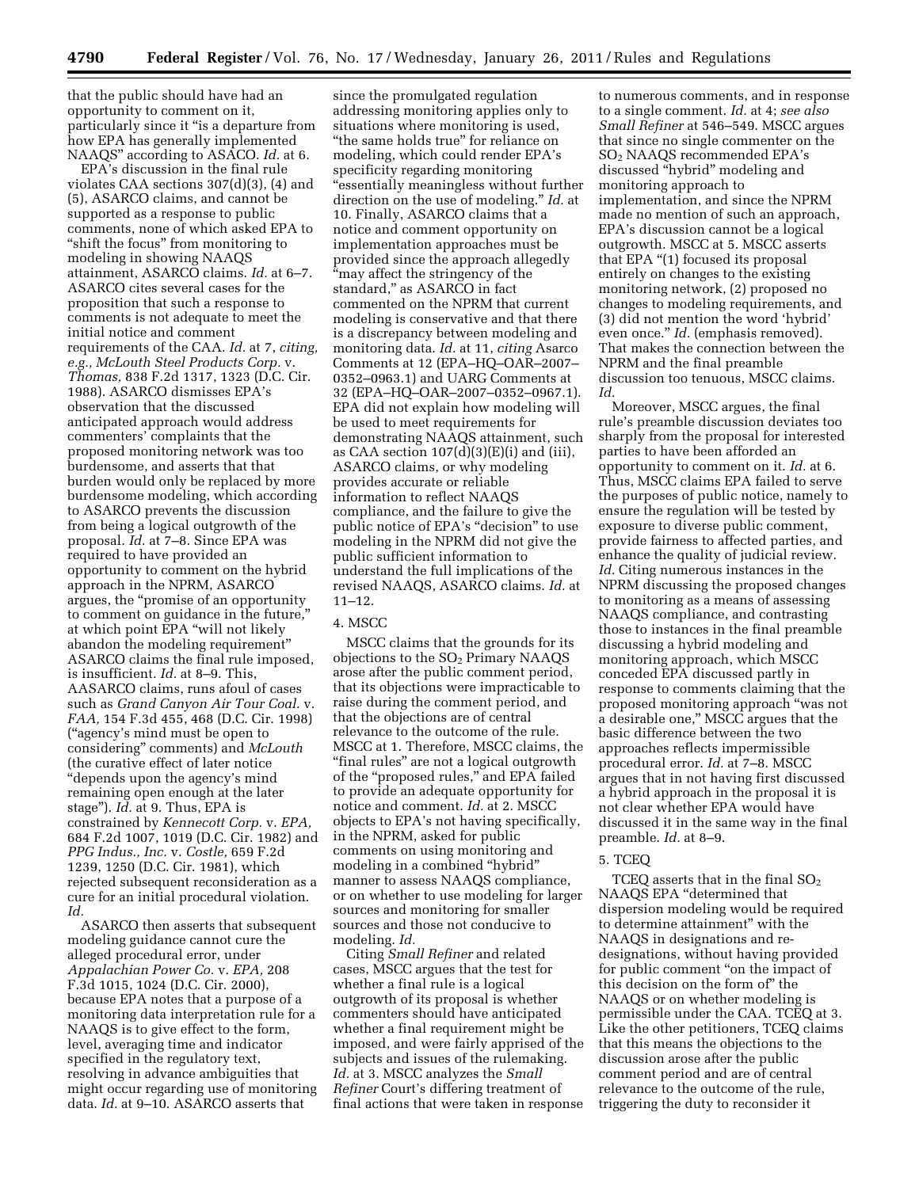that the public should have had an opportunity to comment on it, particularly since it "is a departure from how EPA has generally implemented NAAQS" according to ASACO. *Id.* at 6.

EPA's discussion in the final rule violates CAA sections 307(d)(3), (4) and (5), ASARCO claims, and cannot be supported as a response to public comments, none of which asked EPA to "shift the focus" from monitoring to modeling in showing NAAQS attainment, ASARCO claims. *Id.* at 6–7. ASARCO cites several cases for the proposition that such a response to comments is not adequate to meet the initial notice and comment requirements of the CAA. *Id.* at 7, *citing, e.g., McLouth Steel Products Corp.* v. *Thomas,* 838 F.2d 1317, 1323 (D.C. Cir. 1988). ASARCO dismisses EPA's observation that the discussed anticipated approach would address commenters' complaints that the proposed monitoring network was too burdensome, and asserts that that burden would only be replaced by more burdensome modeling, which according to ASARCO prevents the discussion from being a logical outgrowth of the proposal. *Id.* at 7–8. Since EPA was required to have provided an opportunity to comment on the hybrid approach in the NPRM, ASARCO argues, the "promise of an opportunity to comment on guidance in the future," at which point EPA "will not likely abandon the modeling requirement" ASARCO claims the final rule imposed, is insufficient. *Id.* at 8–9. This, AASARCO claims, runs afoul of cases such as *Grand Canyon Air Tour Coal.* v. *FAA,* 154 F.3d 455, 468 (D.C. Cir. 1998) ("agency's mind must be open to considering" comments) and *McLouth* (the curative effect of later notice "depends upon the agency's mind remaining open enough at the later stage"). *Id.* at 9. Thus, EPA is constrained by *Kennecott Corp.* v. *EPA,* 684 F.2d 1007, 1019 (D.C. Cir. 1982) and *PPG Indus., Inc.* v. *Costle,* 659 F.2d 1239, 1250 (D.C. Cir. 1981), which rejected subsequent reconsideration as a cure for an initial procedural violation. *Id.*

ASARCO then asserts that subsequent modeling guidance cannot cure the alleged procedural error, under *Appalachian Power Co.* v. *EPA,* 208 F.3d 1015, 1024 (D.C. Cir. 2000), because EPA notes that a purpose of a monitoring data interpretation rule for a NAAQS is to give effect to the form, level, averaging time and indicator specified in the regulatory text, resolving in advance ambiguities that might occur regarding use of monitoring data. *Id.* at 9–10. ASARCO asserts that since the promulgated regulation addressing monitoring applies only to situations where monitoring is used, "the same holds true" for reliance on modeling, which could render EPA's specificity regarding monitoring "essentially meaningless without further direction on the use of modeling." *Id.* at 10. Finally, ASARCO claims that a notice and comment opportunity on implementation approaches must be provided since the approach allegedly "may affect the stringency of the standard," as ASARCO in fact commented on the NPRM that current modeling is conservative and that there is a discrepancy between modeling and monitoring data. *Id.* at 11, *citing* Asarco Comments at 12 (EPA–HQ–OAR–2007–0352–0963.1) and UARG Comments at 32 (EPA–HQ–OAR–2007–0352–0967.1). EPA did not explain how modeling will be used to meet requirements for demonstrating NAAQS attainment, such as CAA section 107(d)(3)(E)(i) and (iii), ASARCO claims, or why modeling provides accurate or reliable information to reflect NAAQS compliance, and the failure to give the public notice of EPA's "decision" to use modeling in the NPRM did not give the public sufficient information to understand the full implications of the revised NAAQS, ASARCO claims. *Id.* at 11–12.

4. MSCC

MSCC claims that the grounds for its objections to the $SO_2$ Primary NAAQS arose after the public comment period, that its objections were impracticable to raise during the comment period, and that the objections are of central relevance to the outcome of the rule. MSCC at 1. Therefore, MSCC claims, the "final rules" are not a logical outgrowth of the "proposed rules," and EPA failed to provide an adequate opportunity for notice and comment. *Id.* at 2. MSCC objects to EPA's not having specifically, in the NPRM, asked for public comments on using monitoring and modeling in a combined "hybrid" manner to assess NAAQS compliance, or on whether to use modeling for larger sources and monitoring for smaller sources and those not conducive to modeling. *Id.*

Citing *Small Refiner* and related cases, MSCC argues that the test for whether a final rule is a logical outgrowth of its proposal is whether commenters should have anticipated whether a final requirement might be imposed, and were fairly apprised of the subjects and issues of the rulemaking. *Id.* at 3. MSCC analyzes the *Small Refiner* Court's differing treatment of final actions that were taken in response to numerous comments, and in response to a single comment. *Id.* at 4; *see also Small Refiner* at 546–549. MSCC argues that since no single commenter on the $SO_2$ NAAQS recommended EPA's discussed "hybrid" modeling and monitoring approach to implementation, and since the NPRM made no mention of such an approach, EPA's discussion cannot be a logical outgrowth. MSCC at 5. MSCC asserts that EPA "(1) focused its proposal entirely on changes to the existing monitoring network, (2) proposed no changes to modeling requirements, and (3) did not mention the word 'hybrid' even once." *Id.* (emphasis removed). That makes the connection between the NPRM and the final preamble discussion too tenuous, MSCC claims. *Id.*

Moreover, MSCC argues, the final rule's preamble discussion deviates too sharply from the proposal for interested parties to have been afforded an opportunity to comment on it. *Id.* at 6. Thus, MSCC claims EPA failed to serve the purposes of public notice, namely to ensure the regulation will be tested by exposure to diverse public comment, provide fairness to affected parties, and enhance the quality of judicial review. *Id.* Citing numerous instances in the NPRM discussing the proposed changes to monitoring as a means of assessing NAAQS compliance, and contrasting those to instances in the final preamble discussing a hybrid modeling and monitoring approach, which MSCC conceded EPA discussed partly in response to comments claiming that the proposed monitoring approach "was not a desirable one," MSCC argues that the basic difference between the two approaches reflects impermissible procedural error. *Id.* at 7–8. MSCC argues that in not having first discussed a hybrid approach in the proposal it is not clear whether EPA would have discussed it in the same way in the final preamble. *Id.* at 8–9.

5. TCEQ

TCEQ asserts that in the final $SO_2$ NAAQS EPA "determined that dispersion modeling would be required to determine attainment" with the NAAQS in designations and re-designations, without having provided for public comment "on the impact of this decision on the form of" the NAAQS or on whether modeling is permissible under the CAA. TCEQ at 3. Like the other petitioners, TCEQ claims that this means the objections to the discussion arose after the public comment period and are of central relevance to the outcome of the rule, triggering the duty to reconsider it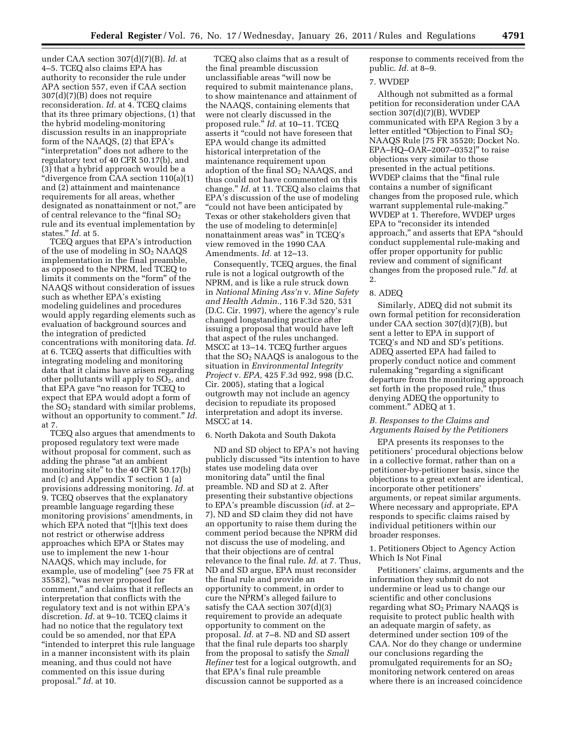under CAA section 307(d)(7)(B). *Id.* at 4–5. TCEQ also claims EPA has authority to reconsider the rule under APA section 557, even if CAA section 307(d)(7)(B) does not require reconsideration. *Id.* at 4. TCEQ claims that its three primary objections, (1) that the hybrid modeling-monitoring discussion results in an inappropriate form of the NAAQS, (2) that EPA's "interpretation" does not adhere to the regulatory text of 40 CFR 50.17(b), and (3) that a hybrid approach would be a "divergence from CAA section 110(a)(1) and (2) attainment and maintenance requirements for all areas, whether designated as nonattainment or not," are of central relevance to the "final $SO_2$ rule and its eventual implementation by states." *Id.* at 5.

TCEQ argues that EPA's introduction of the use of modeling in $SO_2$ NAAQS implementation in the final preamble, as opposed to the NPRM, led TCEQ to limits it comments on the "form" of the NAAQS without consideration of issues such as whether EPA's existing modeling guidelines and procedures would apply regarding elements such as evaluation of background sources and the integration of predicted concentrations with monitoring data. *Id.* at 6. TCEQ asserts that difficulties with integrating modeling and monitoring data that it claims have arisen regarding other pollutants will apply to $SO_2$, and that EPA gave "no reason for TCEQ to expect that EPA would adopt a form of the $SO_2$ standard with similar problems, without an opportunity to comment." *Id.* at 7.

TCEQ also argues that amendments to proposed regulatory text were made without proposal for comment, such as adding the phrase "at an ambient monitoring site" to the 40 CFR 50.17(b) and (c) and Appendix T section 1 (a) provisions addressing monitoring. *Id.* at 9. TCEQ observes that the explanatory preamble language regarding these monitoring provisions' amendments, in which EPA noted that "[t]his text does not restrict or otherwise address approaches which EPA or States may use to implement the new 1-hour NAAQS, which may include, for example, use of modeling" (see 75 FR at 35582), "was never proposed for comment," and claims that it reflects an interpretation that conflicts with the regulatory text and is not within EPA's discretion. *Id.* at 9–10. TCEQ claims it had no notice that the regulatory text could be so amended, nor that EPA "intended to interpret this rule language in a manner inconsistent with its plain meaning, and thus could not have commented on this issue during proposal." *Id.* at 10.

TCEQ also claims that as a result of the final preamble discussion unclassifiable areas "will now be required to submit maintenance plans, to show maintenance and attainment of the NAAQS, containing elements that were not clearly discussed in the proposed rule." *Id.* at 10–11. TCEQ asserts it "could not have foreseen that EPA would change its admitted historical interpretation of the maintenance requirement upon adoption of the final $SO_2$ NAAQS, and thus could not have commented on this change." *Id.* at 11. TCEQ also claims that EPA's discussion of the use of modeling "could not have been anticipated by Texas or other stakeholders given that the use of modeling to determin[e] nonattainment areas was" in TCEQ's view removed in the 1990 CAA Amendments. *Id.* at 12–13.

Consequently, TCEQ argues, the final rule is not a logical outgrowth of the NPRM, and is like a rule struck down in *National Mining Ass'n* v. *Mine Safety and Health Admin.,* 116 F.3d 520, 531 (D.C. Cir. 1997), where the agency's rule changed longstanding practice after issuing a proposal that would have left that aspect of the rules unchanged. MSCC at 13–14. TCEQ further argues that the $SO_2$ NAAQS is analogous to the situation in *Environmental Integrity Project* v. *EPA,* 425 F.3d 992, 998 (D.C. Cir. 2005), stating that a logical outgrowth may not include an agency decision to repudiate its proposed interpretation and adopt its inverse. MSCC at 14.

6. North Dakota and South Dakota

ND and SD object to EPA's not having publicly discussed "its intention to have states use modeling data over monitoring data" until the final preamble. ND and SD at 2. After presenting their substantive objections to EPA's preamble discussion (*id.* at 2–7), ND and SD claim they did not have an opportunity to raise them during the comment period because the NPRM did not discuss the use of modeling, and that their objections are of central relevance to the final rule. *Id.* at 7. Thus, ND and SD argue, EPA must reconsider the final rule and provide an opportunity to comment, in order to cure the NPRM's alleged failure to satisfy the CAA section 307(d)(3) requirement to provide an adequate opportunity to comment on the proposal. *Id.* at 7–8. ND and SD assert that the final rule departs too sharply from the proposal to satisfy the *Small Refiner* test for a logical outgrowth, and that EPA's final rule preamble discussion cannot be supported as a response to comments received from the public. *Id.* at 8–9.

7. WVDEP

Although not submitted as a formal petition for reconsideration under CAA section 307(d)(7)(B), WVDEP communicated with EPA Region 3 by a letter entitled "Objection to Final $SO_2$ NAAQS Rule [75 FR 35520; Docket No. EPA–HQ–OAR–2007–0352]" to raise objections very similar to those presented in the actual petitions. WVDEP claims that the "final rule contains a number of significant changes from the proposed rule, which warrant supplemental rule-making." WVDEP at 1. Therefore, WVDEP urges EPA to "reconsider its intended approach," and asserts that EPA "should conduct supplemental rule-making and offer proper opportunity for public review and comment of significant changes from the proposed rule." *Id.* at 2.

8. ADEQ

Similarly, ADEQ did not submit its own formal petition for reconsideration under CAA section 307(d)(7)(B), but sent a letter to EPA in support of TCEQ's and ND and SD's petitions. ADEQ asserted EPA had failed to properly conduct notice and comment rulemaking "regarding a significant departure from the monitoring approach set forth in the proposed rule," thus denying ADEQ the opportunity to comment." ADEQ at 1.

### *B. Responses to the Claims and Arguments Raised by the Petitioners*

EPA presents its responses to the petitioners' procedural objections below in a collective format, rather than on a petitioner-by-petitioner basis, since the objections to a great extent are identical, incorporate other petitioners' arguments, or repeat similar arguments. Where necessary and appropriate, EPA responds to specific claims raised by individual petitioners within our broader responses.

1. Petitioners Object to Agency Action Which Is Not Final

Petitioners' claims, arguments and the information they submit do not undermine or lead us to change our scientific and other conclusions regarding what $SO_2$ Primary NAAQS is requisite to protect public health with an adequate margin of safety, as determined under section 109 of the CAA. Nor do they change or undermine our conclusions regarding the promulgated requirements for an $SO_2$ monitoring network centered on areas where there is an increased coincidence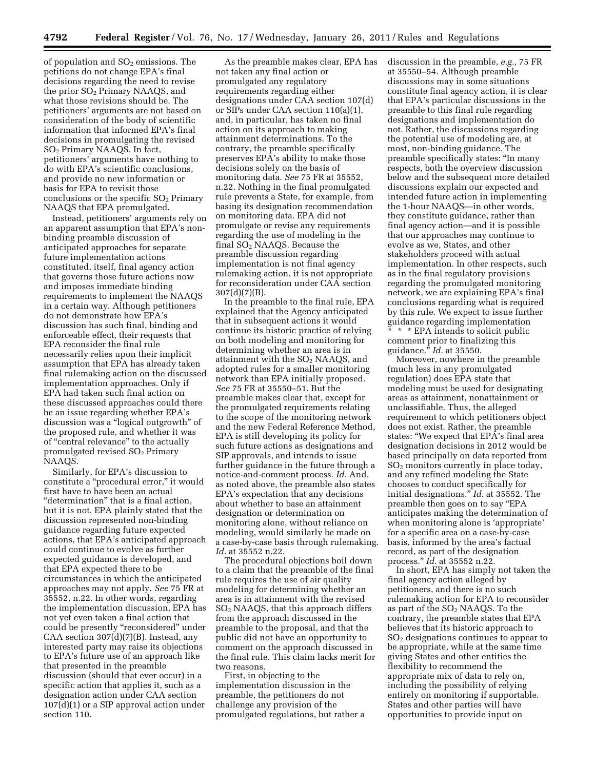of population and $SO_2$ emissions. The petitions do not change EPA's final decisions regarding the need to revise the prior $SO_2$ Primary NAAQS, and what those revisions should be. The petitioners' arguments are not based on consideration of the body of scientific information that informed EPA's final decisions in promulgating the revised $SO_2$ Primary NAAQS. In fact, petitioners' arguments have nothing to do with EPA's scientific conclusions, and provide no new information or basis for EPA to revisit those conclusions or the specific $SO_2$ Primary NAAQS that EPA promulgated.

Instead, petitioners' arguments rely on an apparent assumption that EPA's non-binding preamble discussion of anticipated approaches for separate future implementation actions constituted, itself, final agency action that governs those future actions now and imposes immediate binding requirements to implement the NAAQS in a certain way. Although petitioners do not demonstrate how EPA's discussion has such final, binding and enforceable effect, their requests that EPA reconsider the final rule necessarily relies upon their implicit assumption that EPA has already taken final rulemaking action on the discussed implementation approaches. Only if EPA had taken such final action on these discussed approaches could there be an issue regarding whether EPA's discussion was a "logical outgrowth" of the proposed rule, and whether it was of "central relevance" to the actually promulgated revised $SO_2$ Primary NAAQS.

Similarly, for EPA's discussion to constitute a "procedural error," it would first have to have been an actual "determination" that is a final action, but it is not. EPA plainly stated that the discussion represented non-binding guidance regarding future expected actions, that EPA's anticipated approach could continue to evolve as further expected guidance is developed, and that EPA expected there to be circumstances in which the anticipated approaches may not apply. *See* 75 FR at 35552, n.22. In other words, regarding the implementation discussion, EPA has not yet even taken a final action that could be presently "reconsidered" under CAA section 307(d)(7)(B). Instead, any interested party may raise its objections to EPA's future use of an approach like that presented in the preamble discussion (should that ever occur) in a specific action that applies it, such as a designation action under CAA section 107(d)(1) or a SIP approval action under section 110.

As the preamble makes clear, EPA has not taken any final action or promulgated any regulatory requirements regarding either designations under CAA section 107(d) or SIPs under CAA section 110(a)(1), and, in particular, has taken no final action on its approach to making attainment determinations. To the contrary, the preamble specifically preserves EPA's ability to make those decisions solely on the basis of monitoring data. *See* 75 FR at 35552, n.22. Nothing in the final promulgated rule prevents a State, for example, from basing its designation recommendation on monitoring data. EPA did not promulgate or revise any requirements regarding the use of modeling in the final $SO_2$ NAAQS. Because the preamble discussion regarding implementation is not final agency rulemaking action, it is not appropriate for reconsideration under CAA section 307(d)(7)(B).

In the preamble to the final rule, EPA explained that the Agency anticipated that in subsequent actions it would continue its historic practice of relying on both modeling and monitoring for determining whether an area is in attainment with the $SO_2$ NAAQS, and adopted rules for a smaller monitoring network than EPA initially proposed. *See* 75 FR at 35550–51. But the preamble makes clear that, except for the promulgated requirements relating to the scope of the monitoring network and the new Federal Reference Method, EPA is still developing its policy for such future actions as designations and SIP approvals, and intends to issue further guidance in the future through a notice-and-comment process. *Id.* And, as noted above, the preamble also states EPA's expectation that any decisions about whether to base an attainment designation or determination on monitoring alone, without reliance on modeling, would similarly be made on a case-by-case basis through rulemaking. *Id.* at 35552 n.22.

The procedural objections boil down to a claim that the preamble of the final rule requires the use of air quality modeling for determining whether an area is in attainment with the revised $SO_2$ NAAQS, that this approach differs from the approach discussed in the preamble to the proposal, and that the public did not have an opportunity to comment on the approach discussed in the final rule. This claim lacks merit for two reasons.

First, in objecting to the implementation discussion in the preamble, the petitioners do not challenge any provision of the promulgated regulations, but rather a discussion in the preamble, *e.g.,* 75 FR at 35550–54. Although preamble discussions may in some situations constitute final agency action, it is clear that EPA's particular discussions in the preamble to this final rule regarding designations and implementation do not. Rather, the discussions regarding the potential use of modeling are, at most, non-binding guidance. The preamble specifically states: "In many respects, both the overview discussion below and the subsequent more detailed discussions explain our expected and intended future action in implementing the 1-hour NAAQS—in other words, they constitute guidance, rather than final agency action—and it is possible that our approaches may continue to evolve as we, States, and other stakeholders proceed with actual implementation. In other respects, such as in the final regulatory provisions regarding the promulgated monitoring network, we are explaining EPA's final conclusions regarding what is required by this rule. We expect to issue further guidance regarding implementation * * * EPA intends to solicit public comment prior to finalizing this guidance." *Id.* at 35550.

Moreover, nowhere in the preamble (much less in any promulgated regulation) does EPA state that modeling must be used for designating areas as attainment, nonattainment or unclassifiable. Thus, the alleged requirement to which petitioners object does not exist. Rather, the preamble states: "We expect that EPA's final area designation decisions in 2012 would be based principally on data reported from $SO_2$ monitors currently in place today, and any refined modeling the State chooses to conduct specifically for initial designations." *Id.* at 35552. The preamble then goes on to say "EPA anticipates making the determination of when monitoring alone is 'appropriate' for a specific area on a case-by-case basis, informed by the area's factual record, as part of the designation process." *Id.* at 35552 n.22.

In short, EPA has simply not taken the final agency action alleged by petitioners, and there is no such rulemaking action for EPA to reconsider as part of the $SO_2$ NAAQS. To the contrary, the preamble states that EPA believes that its historic approach to $SO_2$ designations continues to appear to be appropriate, while at the same time giving States and other entities the flexibility to recommend the appropriate mix of data to rely on, including the possibility of relying entirely on monitoring if supportable. States and other parties will have opportunities to provide input on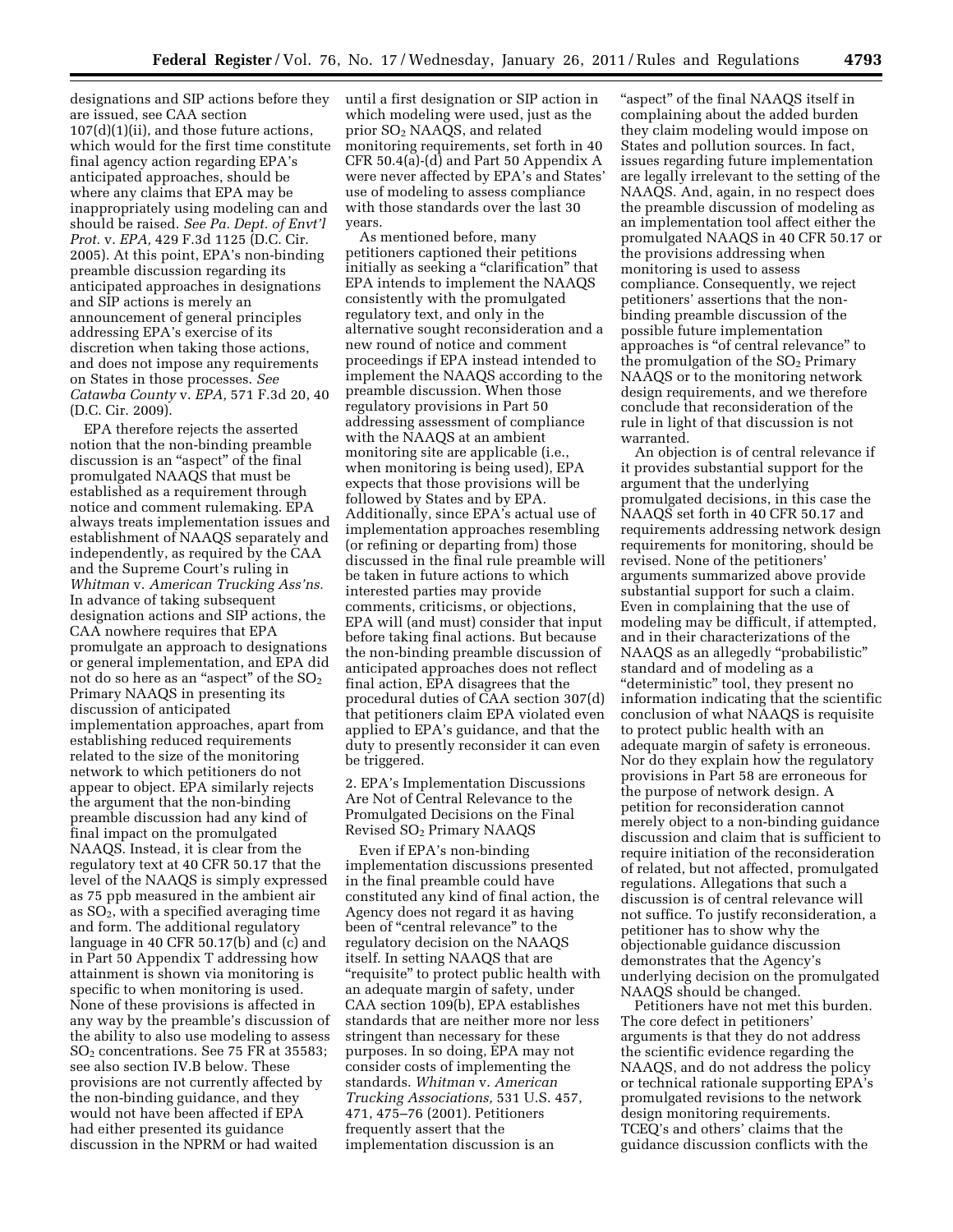designations and SIP actions before they are issued, see CAA section 107(d)(1)(ii), and those future actions, which would for the first time constitute final agency action regarding EPA's anticipated approaches, should be where any claims that EPA may be inappropriately using modeling can and should be raised. *See Pa. Dept. of Envt'l Prot.* v. *EPA,* 429 F.3d 1125 (D.C. Cir. 2005). At this point, EPA's non-binding preamble discussion regarding its anticipated approaches in designations and SIP actions is merely an announcement of general principles addressing EPA's exercise of its discretion when taking those actions, and does not impose any requirements on States in those processes. *See Catawba County* v. *EPA,* 571 F.3d 20, 40 (D.C. Cir. 2009).

EPA therefore rejects the asserted notion that the non-binding preamble discussion is an "aspect" of the final promulgated NAAQS that must be established as a requirement through notice and comment rulemaking. EPA always treats implementation issues and establishment of NAAQS separately and independently, as required by the CAA and the Supreme Court's ruling in *Whitman* v. *American Trucking Ass'ns.* In advance of taking subsequent designation actions and SIP actions, the CAA nowhere requires that EPA promulgate an approach to designations or general implementation, and EPA did not do so here as an "aspect" of the $SO_2$ Primary NAAQS in presenting its discussion of anticipated implementation approaches, apart from establishing reduced requirements related to the size of the monitoring network to which petitioners do not appear to object. EPA similarly rejects the argument that the non-binding preamble discussion had any kind of final impact on the promulgated NAAQS. Instead, it is clear from the regulatory text at 40 CFR 50.17 that the level of the NAAQS is simply expressed as 75 ppb measured in the ambient air as $SO_2$, with a specified averaging time and form. The additional regulatory language in 40 CFR 50.17(b) and (c) and in Part 50 Appendix T addressing how attainment is shown via monitoring is specific to when monitoring is used. None of these provisions is affected in any way by the preamble's discussion of the ability to also use modeling to assess $SO_2$ concentrations. See 75 FR at 35583; see also section IV.B below. These provisions are not currently affected by the non-binding guidance, and they would not have been affected if EPA had either presented its guidance discussion in the NPRM or had waited until a first designation or SIP action in which modeling were used, just as the prior $SO_2$ NAAQS, and related monitoring requirements, set forth in 40 CFR 50.4(a)-(d) and Part 50 Appendix A were never affected by EPA's and States' use of modeling to assess compliance with those standards over the last 30 years.

As mentioned before, many petitioners captioned their petitions initially as seeking a "clarification" that EPA intends to implement the NAAQS consistently with the promulgated regulatory text, and only in the alternative sought reconsideration and a new round of notice and comment proceedings if EPA instead intended to implement the NAAQS according to the preamble discussion. When those regulatory provisions in Part 50 addressing assessment of compliance with the NAAQS at an ambient monitoring site are applicable (i.e., when monitoring is being used), EPA expects that those provisions will be followed by States and by EPA. Additionally, since EPA's actual use of implementation approaches resembling (or refining or departing from) those discussed in the final rule preamble will be taken in future actions to which interested parties may provide comments, criticisms, or objections, EPA will (and must) consider that input before taking final actions. But because the non-binding preamble discussion of anticipated approaches does not reflect final action, EPA disagrees that the procedural duties of CAA section 307(d) that petitioners claim EPA violated even applied to EPA's guidance, and that the duty to presently reconsider it can even be triggered.

2. EPA's Implementation Discussions Are Not of Central Relevance to the Promulgated Decisions on the Final Revised $SO_2$ Primary NAAQS

Even if EPA's non-binding implementation discussions presented in the final preamble could have constituted any kind of final action, the Agency does not regard it as having been of "central relevance" to the regulatory decision on the NAAQS itself. In setting NAAQS that are "requisite" to protect public health with an adequate margin of safety, under CAA section 109(b), EPA establishes standards that are neither more nor less stringent than necessary for these purposes. In so doing, EPA may not consider costs of implementing the standards. *Whitman* v. *American Trucking Associations,* 531 U.S. 457, 471, 475–76 (2001). Petitioners frequently assert that the implementation discussion is an "aspect" of the final NAAQS itself in complaining about the added burden they claim modeling would impose on States and pollution sources. In fact, issues regarding future implementation are legally irrelevant to the setting of the NAAQS. And, again, in no respect does the preamble discussion of modeling as an implementation tool affect either the promulgated NAAQS in 40 CFR 50.17 or the provisions addressing when monitoring is used to assess compliance. Consequently, we reject petitioners' assertions that the non-binding preamble discussion of the possible future implementation approaches is "of central relevance" to the promulgation of the $SO_2$ Primary NAAQS or to the monitoring network design requirements, and we therefore conclude that reconsideration of the rule in light of that discussion is not warranted.

An objection is of central relevance if it provides substantial support for the argument that the underlying promulgated decisions, in this case the NAAQS set forth in 40 CFR 50.17 and requirements addressing network design requirements for monitoring, should be revised. None of the petitioners' arguments summarized above provide substantial support for such a claim. Even in complaining that the use of modeling may be difficult, if attempted, and in their characterizations of the NAAQS as an allegedly "probabilistic" standard and of modeling as a "deterministic" tool, they present no information indicating that the scientific conclusion of what NAAQS is requisite to protect public health with an adequate margin of safety is erroneous. Nor do they explain how the regulatory provisions in Part 58 are erroneous for the purpose of network design. A petition for reconsideration cannot merely object to a non-binding guidance discussion and claim that is sufficient to require initiation of the reconsideration of related, but not affected, promulgated regulations. Allegations that such a discussion is of central relevance will not suffice. To justify reconsideration, a petitioner has to show why the objectionable guidance discussion demonstrates that the Agency's underlying decision on the promulgated NAAQS should be changed.

Petitioners have not met this burden. The core defect in petitioners' arguments is that they do not address the scientific evidence regarding the NAAQS, and do not address the policy or technical rationale supporting EPA's promulgated revisions to the network design monitoring requirements. TCEQ's and others' claims that the guidance discussion conflicts with the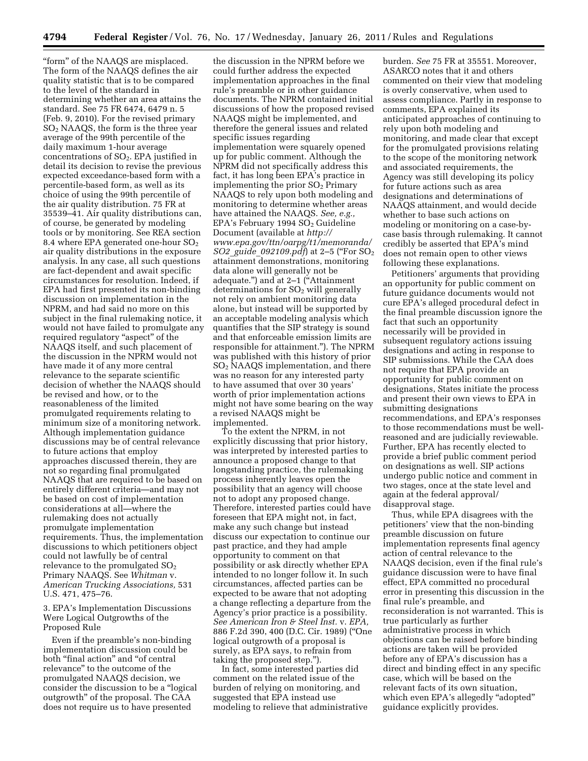"form" of the NAAQS are misplaced. The form of the NAAQS defines the air quality statistic that is to be compared to the level of the standard in determining whether an area attains the standard. See 75 FR 6474, 6479 n. 5 (Feb. 9, 2010). For the revised primary $SO_2$ NAAQS, the form is the three year average of the 99th percentile of the daily maximum 1-hour average concentrations of $SO_2$. EPA justified in detail its decision to revise the previous expected exceedance-based form with a percentile-based form, as well as its choice of using the 99th percentile of the air quality distribution. 75 FR at 35539–41. Air quality distributions can, of course, be generated by modeling tools or by monitoring. See REA section 8.4 where EPA generated one-hour $SO_2$ air quality distributions in the exposure analysis. In any case, all such questions are fact-dependent and await specific circumstances for resolution. Indeed, if EPA had first presented its non-binding discussion on implementation in the NPRM, and had said no more on this subject in the final rulemaking notice, it would not have failed to promulgate any required regulatory "aspect" of the NAAQS itself, and such placement of the discussion in the NPRM would not have made it of any more central relevance to the separate scientific decision of whether the NAAQS should be revised and how, or to the reasonableness of the limited promulgated requirements relating to minimum size of a monitoring network. Although implementation guidance discussions may be of central relevance to future actions that employ approaches discussed therein, they are not so regarding final promulgated NAAQS that are required to be based on entirely different criteria—and may not be based on cost of implementation considerations at all—where the rulemaking does not actually promulgate implementation requirements. Thus, the implementation discussions to which petitioners object could not lawfully be of central relevance to the promulgated $SO_2$ Primary NAAQS. See *Whitman* v. *American Trucking Associations,* 531 U.S. 471, 475–76.

### 3. EPA's Implementation Discussions Were Logical Outgrowths of the Proposed Rule

Even if the preamble's non-binding implementation discussion could be both "final action" and "of central relevance" to the outcome of the promulgated NAAQS decision, we consider the discussion to be a "logical outgrowth" of the proposal. The CAA does not require us to have presented the discussion in the NPRM before we could further address the expected implementation approaches in the final rule's preamble or in other guidance documents. The NPRM contained initial discussions of how the proposed revised NAAQS might be implemented, and therefore the general issues and related specific issues regarding implementation were squarely opened up for public comment. Although the NPRM did not specifically address this fact, it has long been EPA's practice in implementing the prior $SO_2$ Primary NAAQS to rely upon both modeling and monitoring to determine whether areas have attained the NAAQS. *See, e.g.,* EPA's February 1994 $SO_2$ Guideline Document (available at *http://www.epa.gov/ttn/oarpg/t1/memoranda/SO2_guide_092109.pdf*) at 2–5 ("For $SO_2$ attainment demonstrations, monitoring data alone will generally not be adequate.") and at 2–1 ("Attainment determinations for $SO_2$ will generally not rely on ambient monitoring data alone, but instead will be supported by an acceptable modeling analysis which quantifies that the SIP strategy is sound and that enforceable emission limits are responsible for attainment."). The NPRM was published with this history of prior $SO_2$ NAAQS implementation, and there was no reason for any interested party to have assumed that over 30 years' worth of prior implementation actions might not have some bearing on the way a revised NAAQS might be implemented.

To the extent the NPRM, in not explicitly discussing that prior history, was interpreted by interested parties to announce a proposed change to that longstanding practice, the rulemaking process inherently leaves open the possibility that an agency will choose not to adopt any proposed change. Therefore, interested parties could have foreseen that EPA might not, in fact, make any such change but instead discuss our expectation to continue our past practice, and they had ample opportunity to comment on that possibility or ask directly whether EPA intended to no longer follow it. In such circumstances, affected parties can be expected to be aware that not adopting a change reflecting a departure from the Agency's prior practice is a possibility. *See American Iron & Steel Inst.* v. *EPA,* 886 F.2d 390, 400 (D.C. Cir. 1989) ("One logical outgrowth of a proposal is surely, as EPA says, to refrain from taking the proposed step.").

In fact, some interested parties did comment on the related issue of the burden of relying on monitoring, and suggested that EPA instead use modeling to relieve that administrative burden. *See* 75 FR at 35551. Moreover, ASARCO notes that it and others commented on their view that modeling is overly conservative, when used to assess compliance. Partly in response to comments, EPA explained its anticipated approaches of continuing to rely upon both modeling and monitoring, and made clear that except for the promulgated provisions relating to the scope of the monitoring network and associated requirements, the Agency was still developing its policy for future actions such as area designations and determinations of NAAQS attainment, and would decide whether to base such actions on modeling or monitoring on a case-by-case basis through rulemaking. It cannot credibly be asserted that EPA's mind does not remain open to other views following these explanations.

Petitioners' arguments that providing an opportunity for public comment on future guidance documents would not cure EPA's alleged procedural defect in the final preamble discussion ignore the fact that such an opportunity necessarily will be provided in subsequent regulatory actions issuing designations and acting in response to SIP submissions. While the CAA does not require that EPA provide an opportunity for public comment on designations, States initiate the process and present their own views to EPA in submitting designations recommendations, and EPA's responses to those recommendations must be well-reasoned and are judicially reviewable. Further, EPA has recently elected to provide a brief public comment period on designations as well. SIP actions undergo public notice and comment in two stages, once at the state level and again at the federal approval/disapproval stage.

Thus, while EPA disagrees with the petitioners' view that the non-binding preamble discussion on future implementation represents final agency action of central relevance to the NAAQS decision, even if the final rule's guidance discussion were to have final effect, EPA committed no procedural error in presenting this discussion in the final rule's preamble, and reconsideration is not warranted. This is true particularly as further administrative process in which objections can be raised before binding actions are taken will be provided before any of EPA's discussion has a direct and binding effect in any specific case, which will be based on the relevant facts of its own situation, which even EPA's allegedly "adopted" guidance explicitly provides.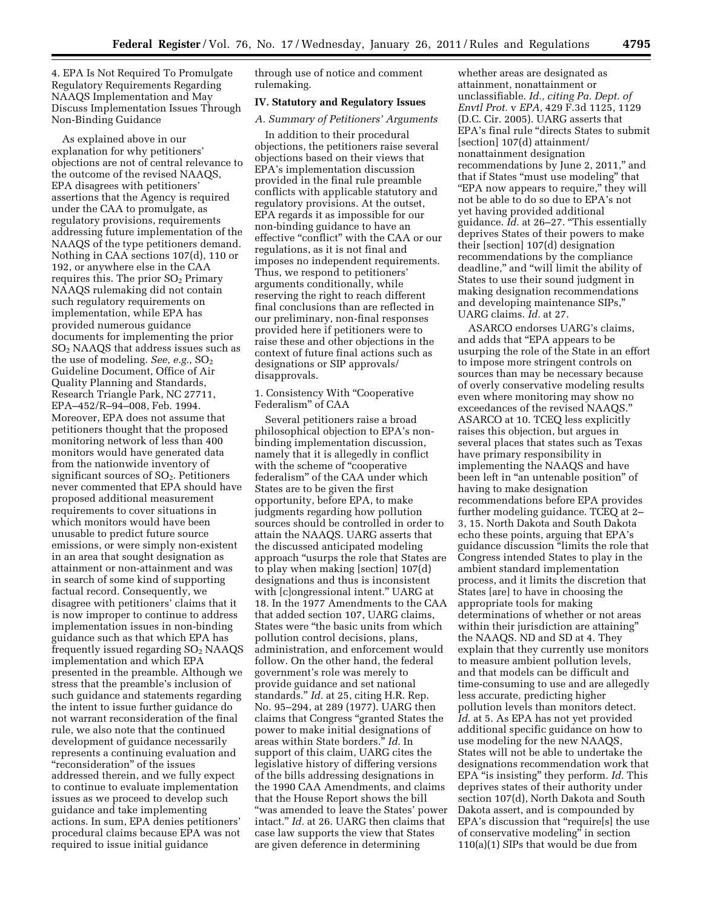4. EPA Is Not Required To Promulgate Regulatory Requirements Regarding NAAQS Implementation and May Discuss Implementation Issues Through Non-Binding Guidance

As explained above in our explanation for why petitioners' objections are not of central relevance to the outcome of the revised NAAQS, EPA disagrees with petitioners' assertions that the Agency is required under the CAA to promulgate, as regulatory provisions, requirements addressing future implementation of the NAAQS of the type petitioners demand. Nothing in CAA sections 107(d), 110 or 192, or anywhere else in the CAA requires this. The prior $SO_2$ Primary NAAQS rulemaking did not contain such regulatory requirements on implementation, while EPA has provided numerous guidance documents for implementing the prior $SO_2$ NAAQS that address issues such as the use of modeling. *See, e.g.,* $SO_2$ Guideline Document, Office of Air Quality Planning and Standards, Research Triangle Park, NC 27711, EPA–452/R–94–008, Feb. 1994. Moreover, EPA does not assume that petitioners thought that the proposed monitoring network of less than 400 monitors would have generated data from the nationwide inventory of significant sources of $SO_2$. Petitioners never commented that EPA should have proposed additional measurement requirements to cover situations in which monitors would have been unusable to predict future source emissions, or were simply non-existent in an area that sought designation as attainment or non-attainment and was in search of some kind of supporting factual record. Consequently, we disagree with petitioners' claims that it is now improper to continue to address implementation issues in non-binding guidance such as that which EPA has frequently issued regarding $SO_2$ NAAQS implementation and which EPA presented in the preamble. Although we stress that the preamble's inclusion of such guidance and statements regarding the intent to issue further guidance do not warrant reconsideration of the final rule, we also note that the continued development of guidance necessarily represents a continuing evaluation and "reconsideration" of the issues addressed therein, and we fully expect to continue to evaluate implementation issues as we proceed to develop such guidance and take implementing actions. In sum, EPA denies petitioners' procedural claims because EPA was not required to issue initial guidance through use of notice and comment rulemaking.

## IV. Statutory and Regulatory Issues

### A. Summary of Petitioners' Arguments

In addition to their procedural objections, the petitioners raise several objections based on their views that EPA's implementation discussion provided in the final rule preamble conflicts with applicable statutory and regulatory provisions. At the outset, EPA regards it as impossible for our non-binding guidance to have an effective "conflict" with the CAA or our regulations, as it is not final and imposes no independent requirements. Thus, we respond to petitioners' arguments conditionally, while reserving the right to reach different final conclusions than are reflected in our preliminary, non-final responses provided here if petitioners were to raise these and other objections in the context of future final actions such as designations or SIP approvals/disapprovals.

1. Consistency With "Cooperative Federalism" of CAA

Several petitioners raise a broad philosophical objection to EPA's non-binding implementation discussion, namely that it is allegedly in conflict with the scheme of "cooperative federalism" of the CAA under which States are to be given the first opportunity, before EPA, to make judgments regarding how pollution sources should be controlled in order to attain the NAAQS. UARG asserts that the discussed anticipated modeling approach "usurps the role that States are to play when making [section] 107(d) designations and thus is inconsistent with [c]ongressional intent." UARG at 18. In the 1977 Amendments to the CAA that added section 107, UARG claims, States were "the basic units from which pollution control decisions, plans, administration, and enforcement would follow. On the other hand, the federal government's role was merely to provide guidance and set national standards." *Id.* at 25, citing H.R. Rep. No. 95–294, at 289 (1977). UARG then claims that Congress "granted States the power to make initial designations of areas within State borders." *Id.* In support of this claim, UARG cites the legislative history of differing versions of the bills addressing designations in the 1990 CAA Amendments, and claims that the House Report shows the bill "was amended to leave the States' power intact." *Id.* at 26. UARG then claims that case law supports the view that States are given deference in determining whether areas are designated as attainment, nonattainment or unclassifiable. *Id., citing Pa. Dept. of Envtl Prot.* v *EPA,* 429 F.3d 1125, 1129 (D.C. Cir. 2005). UARG asserts that EPA's final rule "directs States to submit [section] 107(d) attainment/nonattainment designation recommendations by June 2, 2011," and that if States "must use modeling" that "EPA now appears to require," they will not be able to do so due to EPA's not yet having provided additional guidance. *Id.* at 26–27. "This essentially deprives States of their powers to make their [section] 107(d) designation recommendations by the compliance deadline," and "will limit the ability of States to use their sound judgment in making designation recommendations and developing maintenance SIPs," UARG claims. *Id.* at 27.

ASARCO endorses UARG's claims, and adds that "EPA appears to be usurping the role of the State in an effort to impose more stringent controls on sources than may be necessary because of overly conservative modeling results even where monitoring may show no exceedances of the revised NAAQS." ASARCO at 10. TCEQ less explicitly raises this objection, but argues in several places that states such as Texas have primary responsibility in implementing the NAAQS and have been left in "an untenable position" of having to make designation recommendations before EPA provides further modeling guidance. TCEQ at 2–3, 15. North Dakota and South Dakota echo these points, arguing that EPA's guidance discussion "limits the role that Congress intended States to play in the ambient standard implementation process, and it limits the discretion that States [are] to have in choosing the appropriate tools for making determinations of whether or not areas within their jurisdiction are attaining" the NAAQS. ND and SD at 4. They explain that they currently use monitors to measure ambient pollution levels, and that models can be difficult and time-consuming to use and are allegedly less accurate, predicting higher pollution levels than monitors detect. *Id.* at 5. As EPA has not yet provided additional specific guidance on how to use modeling for the new NAAQS, States will not be able to undertake the designations recommendation work that EPA "is insisting" they perform. *Id.* This deprives states of their authority under section 107(d), North Dakota and South Dakota assert, and is compounded by EPA's discussion that "require[s] the use of conservative modeling" in section 110(a)(1) SIPs that would be due from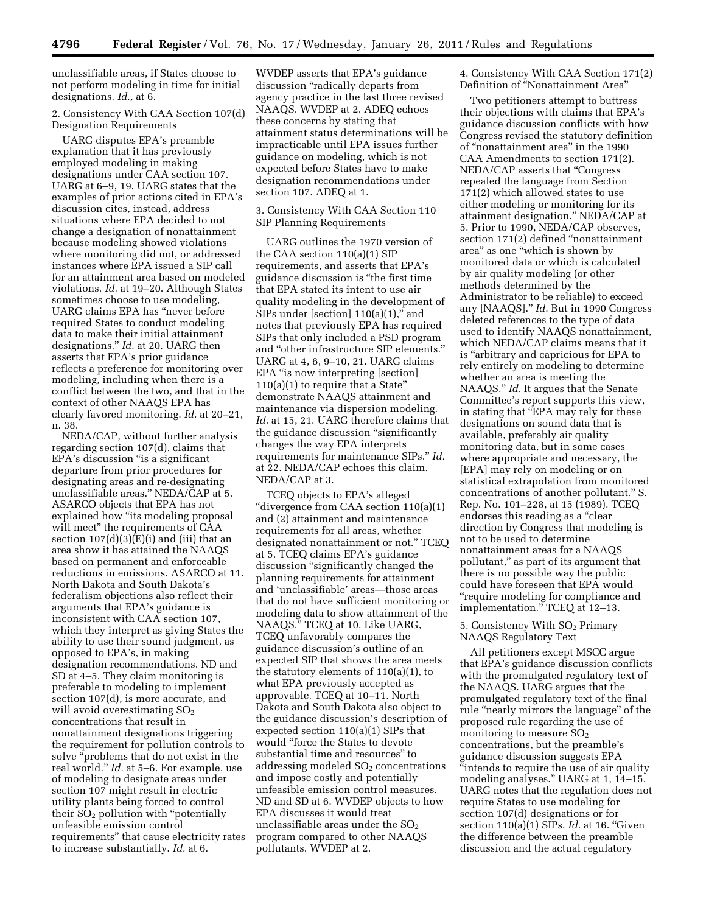unclassifiable areas, if States choose to not perform modeling in time for initial designations. *Id.,* at 6.

2. Consistency With CAA Section 107(d) Designation Requirements

UARG disputes EPA's preamble explanation that it has previously employed modeling in making designations under CAA section 107. UARG at 6–9, 19. UARG states that the examples of prior actions cited in EPA's discussion cites, instead, address situations where EPA decided to not change a designation of nonattainment because modeling showed violations where monitoring did not, or addressed instances where EPA issued a SIP call for an attainment area based on modeled violations. *Id.* at 19–20. Although States sometimes choose to use modeling, UARG claims EPA has "never before required States to conduct modeling data to make their initial attainment designations." *Id.* at 20. UARG then asserts that EPA's prior guidance reflects a preference for monitoring over modeling, including when there is a conflict between the two, and that in the context of other NAAQS EPA has clearly favored monitoring. *Id.* at 20–21, n. 38.

NEDA/CAP, without further analysis regarding section 107(d), claims that EPA's discussion "is a significant departure from prior procedures for designating areas and re-designating unclassifiable areas." NEDA/CAP at 5. ASARCO objects that EPA has not explained how "its modeling proposal will meet" the requirements of CAA section 107(d)(3)(E)(i) and (iii) that an area show it has attained the NAAQS based on permanent and enforceable reductions in emissions. ASARCO at 11. North Dakota and South Dakota's federalism objections also reflect their arguments that EPA's guidance is inconsistent with CAA section 107, which they interpret as giving States the ability to use their sound judgment, as opposed to EPA's, in making designation recommendations. ND and SD at 4–5. They claim monitoring is preferable to modeling to implement section 107(d), is more accurate, and will avoid overestimating $SO_2$ concentrations that result in nonattainment designations triggering the requirement for pollution controls to solve "problems that do not exist in the real world." *Id.* at 5–6. For example, use of modeling to designate areas under section 107 might result in electric utility plants being forced to control their $SO_2$ pollution with "potentially unfeasible emission control requirements" that cause electricity rates to increase substantially. *Id.* at 6.

WVDEP asserts that EPA's guidance discussion "radically departs from agency practice in the last three revised NAAQS. WVDEP at 2. ADEQ echoes these concerns by stating that attainment status determinations will be impracticable until EPA issues further guidance on modeling, which is not expected before States have to make designation recommendations under section 107. ADEQ at 1.

3. Consistency With CAA Section 110 SIP Planning Requirements

UARG outlines the 1970 version of the CAA section 110(a)(1) SIP requirements, and asserts that EPA's guidance discussion is "the first time that EPA stated its intent to use air quality modeling in the development of SIPs under [section] 110(a)(1)," and notes that previously EPA has required SIPs that only included a PSD program and "other infrastructure SIP elements." UARG at 4, 6, 9–10, 21. UARG claims EPA "is now interpreting [section] 110(a)(1) to require that a State" demonstrate NAAQS attainment and maintenance via dispersion modeling. *Id.* at 15, 21. UARG therefore claims that the guidance discussion "significantly changes the way EPA interprets requirements for maintenance SIPs." *Id.* at 22. NEDA/CAP echoes this claim. NEDA/CAP at 3.

TCEQ objects to EPA's alleged "divergence from CAA section 110(a)(1) and (2) attainment and maintenance requirements for all areas, whether designated nonattainment or not." TCEQ at 5. TCEQ claims EPA's guidance discussion "significantly changed the planning requirements for attainment and 'unclassifiable' areas—those areas that do not have sufficient monitoring or modeling data to show attainment of the NAAQS." TCEQ at 10. Like UARG, TCEQ unfavorably compares the guidance discussion's outline of an expected SIP that shows the area meets the statutory elements of 110(a)(1), to what EPA previously accepted as approvable. TCEQ at 10–11. North Dakota and South Dakota also object to the guidance discussion's description of expected section 110(a)(1) SIPs that would "force the States to devote substantial time and resources" to addressing modeled $SO_2$ concentrations and impose costly and potentially unfeasible emission control measures. ND and SD at 6. WVDEP objects to how EPA discusses it would treat unclassifiable areas under the $SO_2$ program compared to other NAAQS pollutants. WVDEP at 2.

4. Consistency With CAA Section 171(2) Definition of "Nonattainment Area"

Two petitioners attempt to buttress their objections with claims that EPA's guidance discussion conflicts with how Congress revised the statutory definition of "nonattainment area" in the 1990 CAA Amendments to section 171(2). NEDA/CAP asserts that "Congress repealed the language from Section 171(2) which allowed states to use either modeling or monitoring for its attainment designation." NEDA/CAP at 5. Prior to 1990, NEDA/CAP observes, section 171(2) defined "nonattainment area" as one "which is shown by monitored data or which is calculated by air quality modeling (or other methods determined by the Administrator to be reliable) to exceed any [NAAQS]." *Id.* But in 1990 Congress deleted references to the type of data used to identify NAAQS nonattainment, which NEDA/CAP claims means that it is "arbitrary and capricious for EPA to rely entirely on modeling to determine whether an area is meeting the NAAQS." *Id.* It argues that the Senate Committee's report supports this view, in stating that "EPA may rely for these designations on sound data that is available, preferably air quality monitoring data, but in some cases where appropriate and necessary, the [EPA] may rely on modeling or on statistical extrapolation from monitored concentrations of another pollutant." S. Rep. No. 101–228, at 15 (1989). TCEQ endorses this reading as a "clear direction by Congress that modeling is not to be used to determine nonattainment areas for a NAAQS pollutant," as part of its argument that there is no possible way the public could have foreseen that EPA would "require modeling for compliance and implementation." TCEQ at 12–13.

5. Consistency With $SO_2$ Primary NAAQS Regulatory Text

All petitioners except MSCC argue that EPA's guidance discussion conflicts with the promulgated regulatory text of the NAAQS. UARG argues that the promulgated regulatory text of the final rule "nearly mirrors the language" of the proposed rule regarding the use of monitoring to measure $SO_2$ concentrations, but the preamble's guidance discussion suggests EPA "intends to require the use of air quality modeling analyses." UARG at 1, 14–15. UARG notes that the regulation does not require States to use modeling for section 107(d) designations or for section 110(a)(1) SIPs. *Id.* at 16. "Given the difference between the preamble discussion and the actual regulatory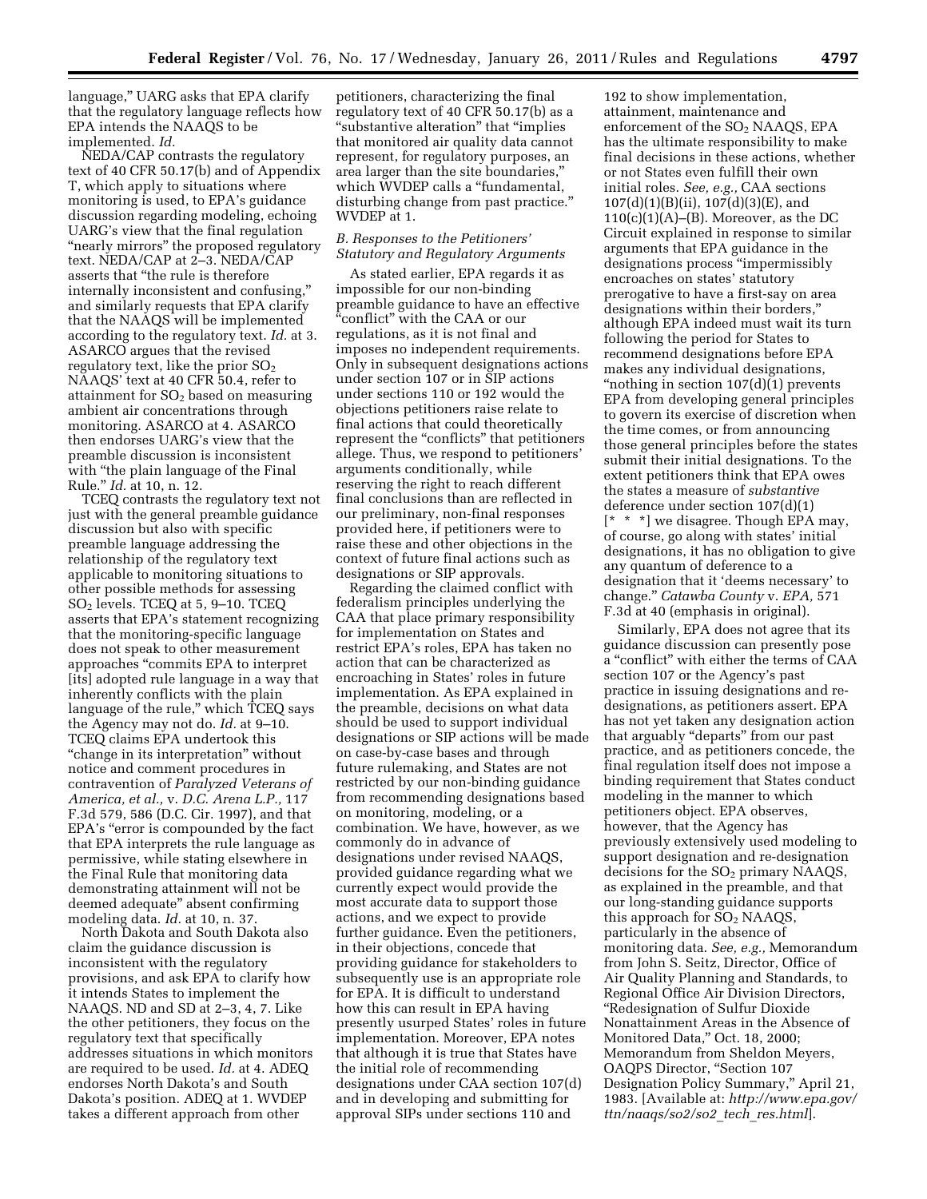language," UARG asks that EPA clarify that the regulatory language reflects how EPA intends the NAAQS to be implemented. *Id.*

NEDA/CAP contrasts the regulatory text of 40 CFR 50.17(b) and of Appendix T, which apply to situations where monitoring is used, to EPA's guidance discussion regarding modeling, echoing UARG's view that the final regulation "nearly mirrors" the proposed regulatory text. NEDA/CAP at 2–3. NEDA/CAP asserts that "the rule is therefore internally inconsistent and confusing," and similarly requests that EPA clarify that the NAAQS will be implemented according to the regulatory text. *Id.* at 3. ASARCO argues that the revised regulatory text, like the prior $SO_2$ NAAQS' text at 40 CFR 50.4, refer to attainment for $SO_2$ based on measuring ambient air concentrations through monitoring. ASARCO at 4. ASARCO then endorses UARG's view that the preamble discussion is inconsistent with "the plain language of the Final Rule." *Id.* at 10, n. 12.

TCEQ contrasts the regulatory text not just with the general preamble guidance discussion but also with specific preamble language addressing the relationship of the regulatory text applicable to monitoring situations to other possible methods for assessing $SO_2$ levels. TCEQ at 5, 9–10. TCEQ asserts that EPA's statement recognizing that the monitoring-specific language does not speak to other measurement approaches "commits EPA to interpret [its] adopted rule language in a way that inherently conflicts with the plain language of the rule," which TCEQ says the Agency may not do. *Id.* at 9–10. TCEQ claims EPA undertook this "change in its interpretation" without notice and comment procedures in contravention of *Paralyzed Veterans of America, et al.,* v. *D.C. Arena L.P.,* 117 F.3d 579, 586 (D.C. Cir. 1997), and that EPA's "error is compounded by the fact that EPA interprets the rule language as permissive, while stating elsewhere in the Final Rule that monitoring data demonstrating attainment will not be deemed adequate" absent confirming modeling data. *Id.* at 10, n. 37.

North Dakota and South Dakota also claim the guidance discussion is inconsistent with the regulatory provisions, and ask EPA to clarify how it intends States to implement the NAAQS. ND and SD at 2–3, 4, 7. Like the other petitioners, they focus on the regulatory text that specifically addresses situations in which monitors are required to be used. *Id.* at 4. ADEQ endorses North Dakota's and South Dakota's position. ADEQ at 1. WVDEP takes a different approach from other petitioners, characterizing the final regulatory text of 40 CFR 50.17(b) as a "substantive alteration" that "implies that monitored air quality data cannot represent, for regulatory purposes, an area larger than the site boundaries," which WVDEP calls a "fundamental, disturbing change from past practice." WVDEP at 1.

### *B. Responses to the Petitioners' Statutory and Regulatory Arguments*

As stated earlier, EPA regards it as impossible for our non-binding preamble guidance to have an effective "conflict" with the CAA or our regulations, as it is not final and imposes no independent requirements. Only in subsequent designations actions under section 107 or in SIP actions under sections 110 or 192 would the objections petitioners raise relate to final actions that could theoretically represent the "conflicts" that petitioners allege. Thus, we respond to petitioners' arguments conditionally, while reserving the right to reach different final conclusions than are reflected in our preliminary, non-final responses provided here, if petitioners were to raise these and other objections in the context of future final actions such as designations or SIP approvals.

Regarding the claimed conflict with federalism principles underlying the CAA that place primary responsibility for implementation on States and restrict EPA's roles, EPA has taken no action that can be characterized as encroaching in States' roles in future implementation. As EPA explained in the preamble, decisions on what data should be used to support individual designations or SIP actions will be made on case-by-case bases and through future rulemaking, and States are not restricted by our non-binding guidance from recommending designations based on monitoring, modeling, or a combination. We have, however, as we commonly do in advance of designations under revised NAAQS, provided guidance regarding what we currently expect would provide the most accurate data to support those actions, and we expect to provide further guidance. Even the petitioners, in their objections, concede that providing guidance for stakeholders to subsequently use is an appropriate role for EPA. It is difficult to understand how this can result in EPA having presently usurped States' roles in future implementation. Moreover, EPA notes that although it is true that States have the initial role of recommending designations under CAA section 107(d) and in developing and submitting for approval SIPs under sections 110 and 192 to show implementation, attainment, maintenance and enforcement of the $SO_2$ NAAQS, EPA has the ultimate responsibility to make final decisions in these actions, whether or not States even fulfill their own initial roles. *See, e.g.,* CAA sections 107(d)(1)(B)(ii), 107(d)(3)(E), and 110(c)(1)(A)–(B). Moreover, as the DC Circuit explained in response to similar arguments that EPA guidance in the designations process "impermissibly encroaches on states' statutory prerogative to have a first-say on area designations within their borders," although EPA indeed must wait its turn following the period for States to recommend designations before EPA makes any individual designations, "nothing in section 107(d)(1) prevents EPA from developing general principles to govern its exercise of discretion when the time comes, or from announcing those general principles before the states submit their initial designations. To the extent petitioners think that EPA owes the states a measure of *substantive* deference under section 107(d)(1) [* * *] we disagree. Though EPA may, of course, go along with states' initial designations, it has no obligation to give any quantum of deference to a designation that it 'deems necessary' to change." *Catawba County* v. *EPA,* 571 F.3d at 40 (emphasis in original).

Similarly, EPA does not agree that its guidance discussion can presently pose a "conflict" with either the terms of CAA section 107 or the Agency's past practice in issuing designations and re-designations, as petitioners assert. EPA has not yet taken any designation action that arguably "departs" from our past practice, and as petitioners concede, the final regulation itself does not impose a binding requirement that States conduct modeling in the manner to which petitioners object. EPA observes, however, that the Agency has previously extensively used modeling to support designation and re-designation decisions for the $SO_2$ primary NAAQS, as explained in the preamble, and that our long-standing guidance supports this approach for $SO_2$ NAAQS, particularly in the absence of monitoring data. *See, e.g.,* Memorandum from John S. Seitz, Director, Office of Air Quality Planning and Standards, to Regional Office Air Division Directors, "Redesignation of Sulfur Dioxide Nonattainment Areas in the Absence of Monitored Data," Oct. 18, 2000; Memorandum from Sheldon Meyers, OAQPS Director, "Section 107 Designation Policy Summary," April 21, 1983. [Available at: *http://www.epa.gov/ttn/naaqs/so2/so2_tech_res.html*].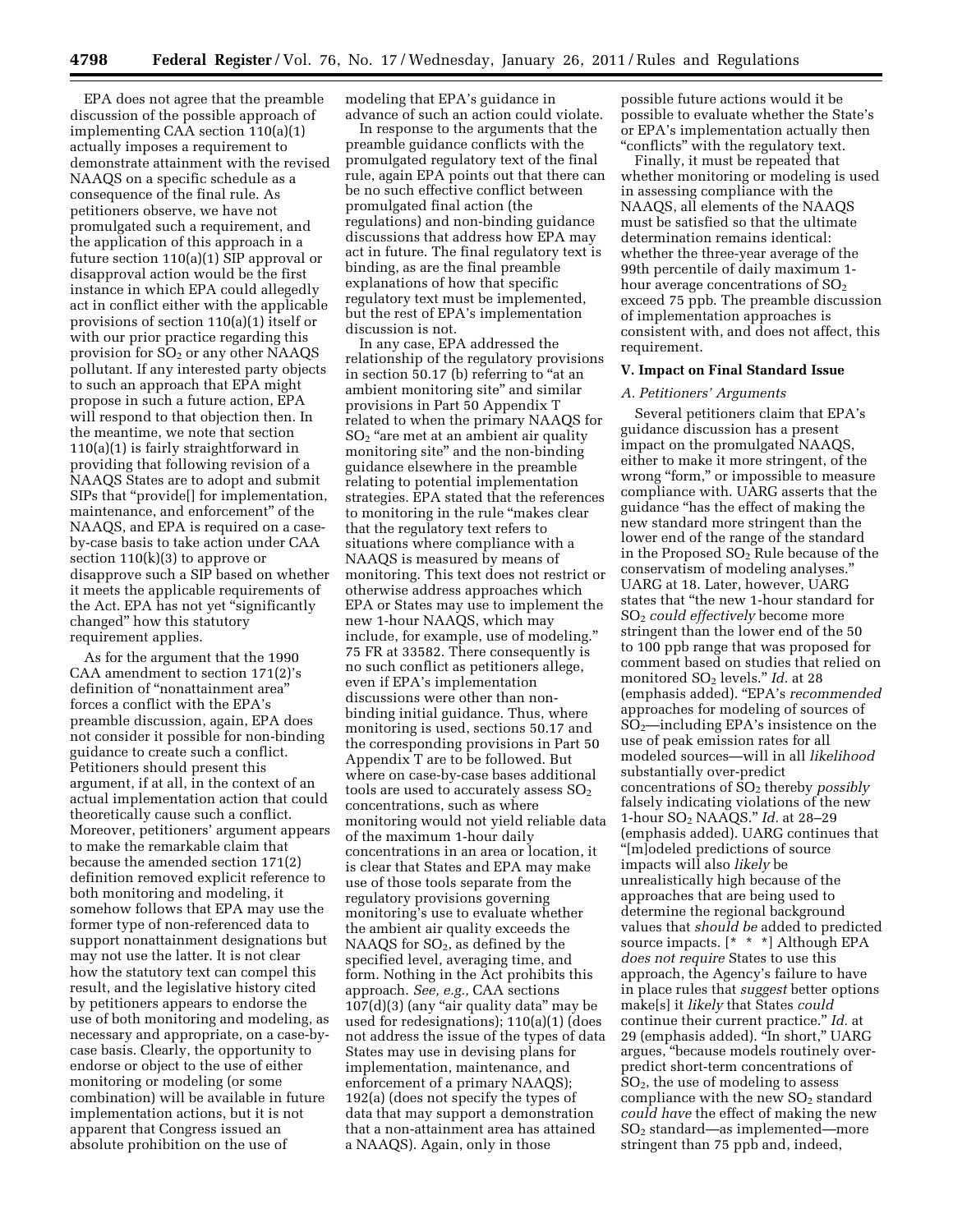EPA does not agree that the preamble discussion of the possible approach of implementing CAA section 110(a)(1) actually imposes a requirement to demonstrate attainment with the revised NAAQS on a specific schedule as a consequence of the final rule. As petitioners observe, we have not promulgated such a requirement, and the application of this approach in a future section 110(a)(1) SIP approval or disapproval action would be the first instance in which EPA could allegedly act in conflict either with the applicable provisions of section 110(a)(1) itself or with our prior practice regarding this provision for $SO_2$ or any other NAAQS pollutant. If any interested party objects to such an approach that EPA might propose in such a future action, EPA will respond to that objection then. In the meantime, we note that section 110(a)(1) is fairly straightforward in providing that following revision of a NAAQS States are to adopt and submit SIPs that "provide[] for implementation, maintenance, and enforcement" of the NAAQS, and EPA is required on a case-by-case basis to take action under CAA section 110(k)(3) to approve or disapprove such a SIP based on whether it meets the applicable requirements of the Act. EPA has not yet "significantly changed" how this statutory requirement applies.

As for the argument that the 1990 CAA amendment to section 171(2)'s definition of "nonattainment area" forces a conflict with the EPA's preamble discussion, again, EPA does not consider it possible for non-binding guidance to create such a conflict. Petitioners should present this argument, if at all, in the context of an actual implementation action that could theoretically cause such a conflict. Moreover, petitioners' argument appears to make the remarkable claim that because the amended section 171(2) definition removed explicit reference to both monitoring and modeling, it somehow follows that EPA may use the former type of non-referenced data to support nonattainment designations but may not use the latter. It is not clear how the statutory text can compel this result, and the legislative history cited by petitioners appears to endorse the use of both monitoring and modeling, as necessary and appropriate, on a case-by-case basis. Clearly, the opportunity to endorse or object to the use of either monitoring or modeling (or some combination) will be available in future implementation actions, but it is not apparent that Congress issued an absolute prohibition on the use of modeling that EPA's guidance in advance of such an action could violate.

In response to the arguments that the preamble guidance conflicts with the promulgated regulatory text of the final rule, again EPA points out that there can be no such effective conflict between promulgated final action (the regulations) and non-binding guidance discussions that address how EPA may act in future. The final regulatory text is binding, as are the final preamble explanations of how that specific regulatory text must be implemented, but the rest of EPA's implementation discussion is not.

In any case, EPA addressed the relationship of the regulatory provisions in section 50.17 (b) referring to "at an ambient monitoring site" and similar provisions in Part 50 Appendix T related to when the primary NAAQS for $SO_2$ "are met at an ambient air quality monitoring site" and the non-binding guidance elsewhere in the preamble relating to potential implementation strategies. EPA stated that the references to monitoring in the rule "makes clear that the regulatory text refers to situations where compliance with a NAAQS is measured by means of monitoring. This text does not restrict or otherwise address approaches which EPA or States may use to implement the new 1-hour NAAQS, which may include, for example, use of modeling." 75 FR at 33582. There consequently is no such conflict as petitioners allege, even if EPA's implementation discussions were other than non-binding initial guidance. Thus, where monitoring is used, sections 50.17 and the corresponding provisions in Part 50 Appendix T are to be followed. But where on case-by-case bases additional tools are used to accurately assess $SO_2$ concentrations, such as where monitoring would not yield reliable data of the maximum 1-hour daily concentrations in an area or location, it is clear that States and EPA may make use of those tools separate from the regulatory provisions governing monitoring's use to evaluate whether the ambient air quality exceeds the NAAQS for $SO_2$, as defined by the specified level, averaging time, and form. Nothing in the Act prohibits this approach. *See, e.g.,* CAA sections 107(d)(3) (any "air quality data" may be used for redesignations); 110(a)(1) (does not address the issue of the types of data States may use in devising plans for implementation, maintenance, and enforcement of a primary NAAQS); 192(a) (does not specify the types of data that may support a demonstration that a non-attainment area has attained a NAAQS). Again, only in those possible future actions would it be possible to evaluate whether the State's or EPA's implementation actually then "conflicts" with the regulatory text.

Finally, it must be repeated that whether monitoring or modeling is used in assessing compliance with the NAAQS, all elements of the NAAQS must be satisfied so that the ultimate determination remains identical: whether the three-year average of the 99th percentile of daily maximum 1-hour average concentrations of $SO_2$ exceed 75 ppb. The preamble discussion of implementation approaches is consistent with, and does not affect, this requirement.

## V. Impact on Final Standard Issue

### A. Petitioners' Arguments

Several petitioners claim that EPA's guidance discussion has a present impact on the promulgated NAAQS, either to make it more stringent, of the wrong "form," or impossible to measure compliance with. UARG asserts that the guidance "has the effect of making the new standard more stringent than the lower end of the range of the standard in the Proposed $SO_2$ Rule because of the conservatism of modeling analyses." UARG at 18. Later, however, UARG states that "the new 1-hour standard for $SO_2$ *could effectively* become more stringent than the lower end of the 50 to 100 ppb range that was proposed for comment based on studies that relied on monitored $SO_2$ levels." *Id.* at 28 (emphasis added). "EPA's *recommended* approaches for modeling of sources of $SO_2$—including EPA's insistence on the use of peak emission rates for all modeled sources—will in all *likelihood* substantially over-predict concentrations of $SO_2$ thereby *possibly* falsely indicating violations of the new 1-hour $SO_2$ NAAQS." *Id.* at 28–29 (emphasis added). UARG continues that "[m]odeled predictions of source impacts will also *likely* be unrealistically high because of the approaches that are being used to determine the regional background values that *should be* added to predicted source impacts. [* * *] Although EPA *does not require* States to use this approach, the Agency's failure to have in place rules that *suggest* better options make[s] it *likely* that States *could* continue their current practice." *Id.* at 29 (emphasis added). "In short," UARG argues, "because models routinely over-predict short-term concentrations of $SO_2$, the use of modeling to assess compliance with the new $SO_2$ standard *could have* the effect of making the new $SO_2$ standard—as implemented—more stringent than 75 ppb and, indeed,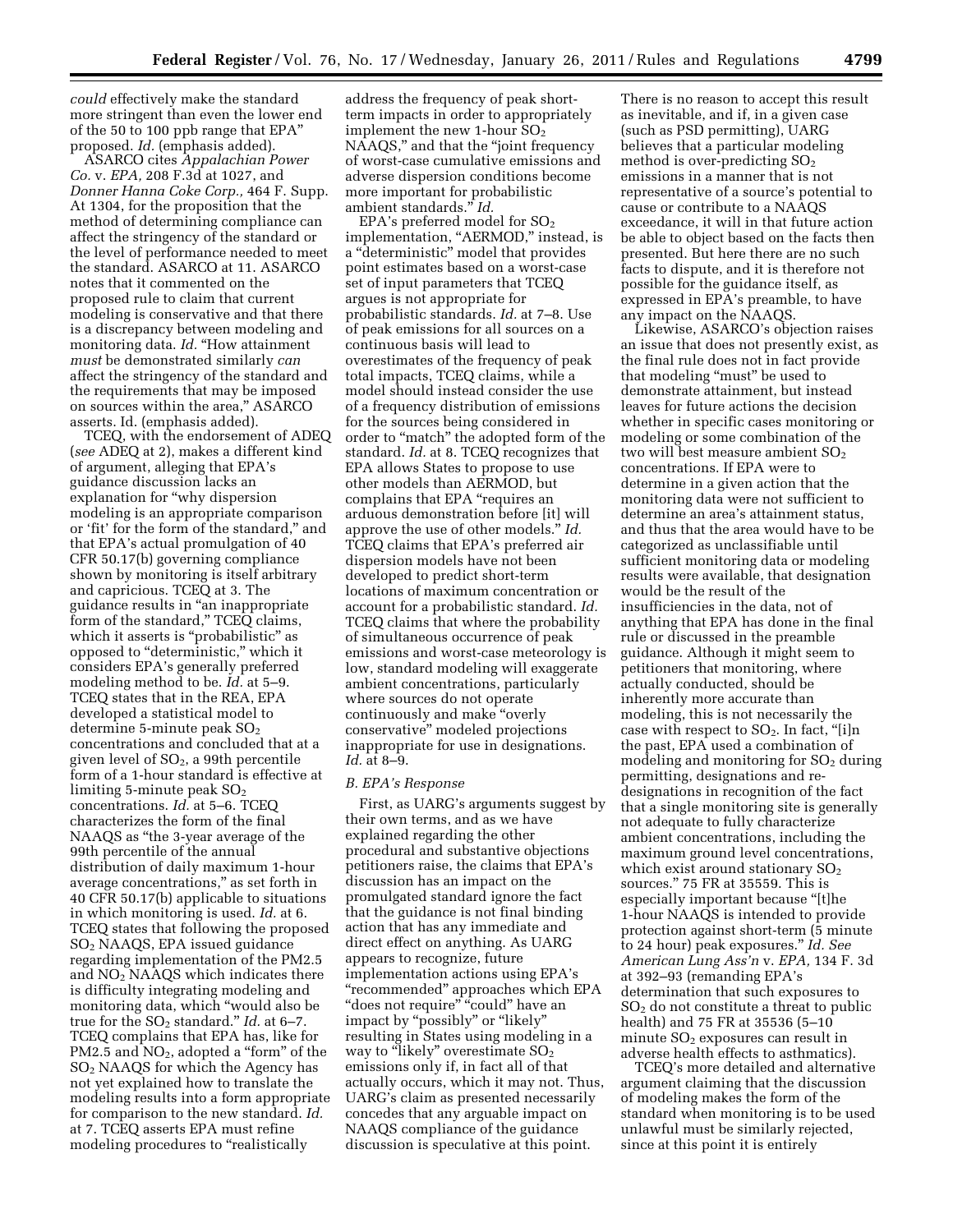*could* effectively make the standard more stringent than even the lower end of the 50 to 100 ppb range that EPA" proposed. *Id.* (emphasis added).

ASARCO cites *Appalachian Power Co.* v. *EPA,* 208 F.3d at 1027, and *Donner Hanna Coke Corp.,* 464 F. Supp. At 1304, for the proposition that the method of determining compliance can affect the stringency of the standard or the level of performance needed to meet the standard. ASARCO at 11. ASARCO notes that it commented on the proposed rule to claim that current modeling is conservative and that there is a discrepancy between modeling and monitoring data. *Id.* "How attainment *must* be demonstrated similarly *can* affect the stringency of the standard and the requirements that may be imposed on sources within the area," ASARCO asserts. Id. (emphasis added).

TCEQ, with the endorsement of ADEQ (*see* ADEQ at 2), makes a different kind of argument, alleging that EPA's guidance discussion lacks an explanation for "why dispersion modeling is an appropriate comparison or 'fit' for the form of the standard," and that EPA's actual promulgation of 40 CFR 50.17(b) governing compliance shown by monitoring is itself arbitrary and capricious. TCEQ at 3. The guidance results in "an inappropriate form of the standard," TCEQ claims, which it asserts is "probabilistic" as opposed to "deterministic," which it considers EPA's generally preferred modeling method to be. *Id.* at 5–9. TCEQ states that in the REA, EPA developed a statistical model to determine 5-minute peak $SO_2$ concentrations and concluded that at a given level of $SO_2$, a 99th percentile form of a 1-hour standard is effective at limiting 5-minute peak $SO_2$ concentrations. *Id.* at 5–6. TCEQ characterizes the form of the final NAAQS as "the 3-year average of the 99th percentile of the annual distribution of daily maximum 1-hour average concentrations," as set forth in 40 CFR 50.17(b) applicable to situations in which monitoring is used. *Id.* at 6. TCEQ states that following the proposed $SO_2$ NAAQS, EPA issued guidance regarding implementation of the PM2.5 and $NO_2$ NAAQS which indicates there is difficulty integrating modeling and monitoring data, which "would also be true for the $SO_2$ standard." *Id.* at 6–7. TCEQ complains that EPA has, like for PM2.5 and $NO_2$, adopted a "form" of the $SO_2$ NAAQS for which the Agency has not yet explained how to translate the modeling results into a form appropriate for comparison to the new standard. *Id.* at 7. TCEQ asserts EPA must refine modeling procedures to "realistically address the frequency of peak short-term impacts in order to appropriately implement the new 1-hour $SO_2$ NAAQS," and that the "joint frequency of worst-case cumulative emissions and adverse dispersion conditions become more important for probabilistic ambient standards." *Id.*

EPA's preferred model for $SO_2$ implementation, "AERMOD," instead, is a "deterministic" model that provides point estimates based on a worst-case set of input parameters that TCEQ argues is not appropriate for probabilistic standards. *Id.* at 7–8. Use of peak emissions for all sources on a continuous basis will lead to overestimates of the frequency of peak total impacts, TCEQ claims, while a model should instead consider the use of a frequency distribution of emissions for the sources being considered in order to "match" the adopted form of the standard. *Id.* at 8. TCEQ recognizes that EPA allows States to propose to use other models than AERMOD, but complains that EPA "requires an arduous demonstration before [it] will approve the use of other models." *Id.* TCEQ claims that EPA's preferred air dispersion models have not been developed to predict short-term locations of maximum concentration or account for a probabilistic standard. *Id.* TCEQ claims that where the probability of simultaneous occurrence of peak emissions and worst-case meteorology is low, standard modeling will exaggerate ambient concentrations, particularly where sources do not operate continuously and make "overly conservative" modeled projections inappropriate for use in designations. *Id.* at 8–9.

### *B. EPA's Response*

First, as UARG's arguments suggest by their own terms, and as we have explained regarding the other procedural and substantive objections petitioners raise, the claims that EPA's discussion has an impact on the promulgated standard ignore the fact that the guidance is not final binding action that has any immediate and direct effect on anything. As UARG appears to recognize, future implementation actions using EPA's "recommended" approaches which EPA "does not require" "could" have an impact by "possibly" or "likely" resulting in States using modeling in a way to "likely" overestimate $SO_2$ emissions only if, in fact all of that actually occurs, which it may not. Thus, UARG's claim as presented necessarily concedes that any arguable impact on NAAQS compliance of the guidance discussion is speculative at this point. There is no reason to accept this result as inevitable, and if, in a given case (such as PSD permitting), UARG believes that a particular modeling method is over-predicting $SO_2$ emissions in a manner that is not representative of a source's potential to cause or contribute to a NAAQS exceedance, it will in that future action be able to object based on the facts then presented. But here there are no such facts to dispute, and it is therefore not possible for the guidance itself, as expressed in EPA's preamble, to have any impact on the NAAQS.

Likewise, ASARCO's objection raises an issue that does not presently exist, as the final rule does not in fact provide that modeling "must" be used to demonstrate attainment, but instead leaves for future actions the decision whether in specific cases monitoring or modeling or some combination of the two will best measure ambient $SO_2$ concentrations. If EPA were to determine in a given action that the monitoring data were not sufficient to determine an area's attainment status, and thus that the area would have to be categorized as unclassifiable until sufficient monitoring data or modeling results were available, that designation would be the result of the insufficiencies in the data, not of anything that EPA has done in the final rule or discussed in the preamble guidance. Although it might seem to petitioners that monitoring, where actually conducted, should be inherently more accurate than modeling, this is not necessarily the case with respect to $SO_2$. In fact, "[i]n the past, EPA used a combination of modeling and monitoring for $SO_2$ during permitting, designations and re-designations in recognition of the fact that a single monitoring site is generally not adequate to fully characterize ambient concentrations, including the maximum ground level concentrations, which exist around stationary $SO_2$ sources." 75 FR at 35559. This is especially important because "[t]he 1-hour NAAQS is intended to provide protection against short-term (5 minute to 24 hour) peak exposures." *Id. See American Lung Ass'n* v. *EPA,* 134 F. 3d at 392–93 (remanding EPA's determination that such exposures to $SO_2$ do not constitute a threat to public health) and 75 FR at 35536 (5–10 minute $SO_2$ exposures can result in adverse health effects to asthmatics).

TCEQ's more detailed and alternative argument claiming that the discussion of modeling makes the form of the standard when monitoring is to be used unlawful must be similarly rejected, since at this point it is entirely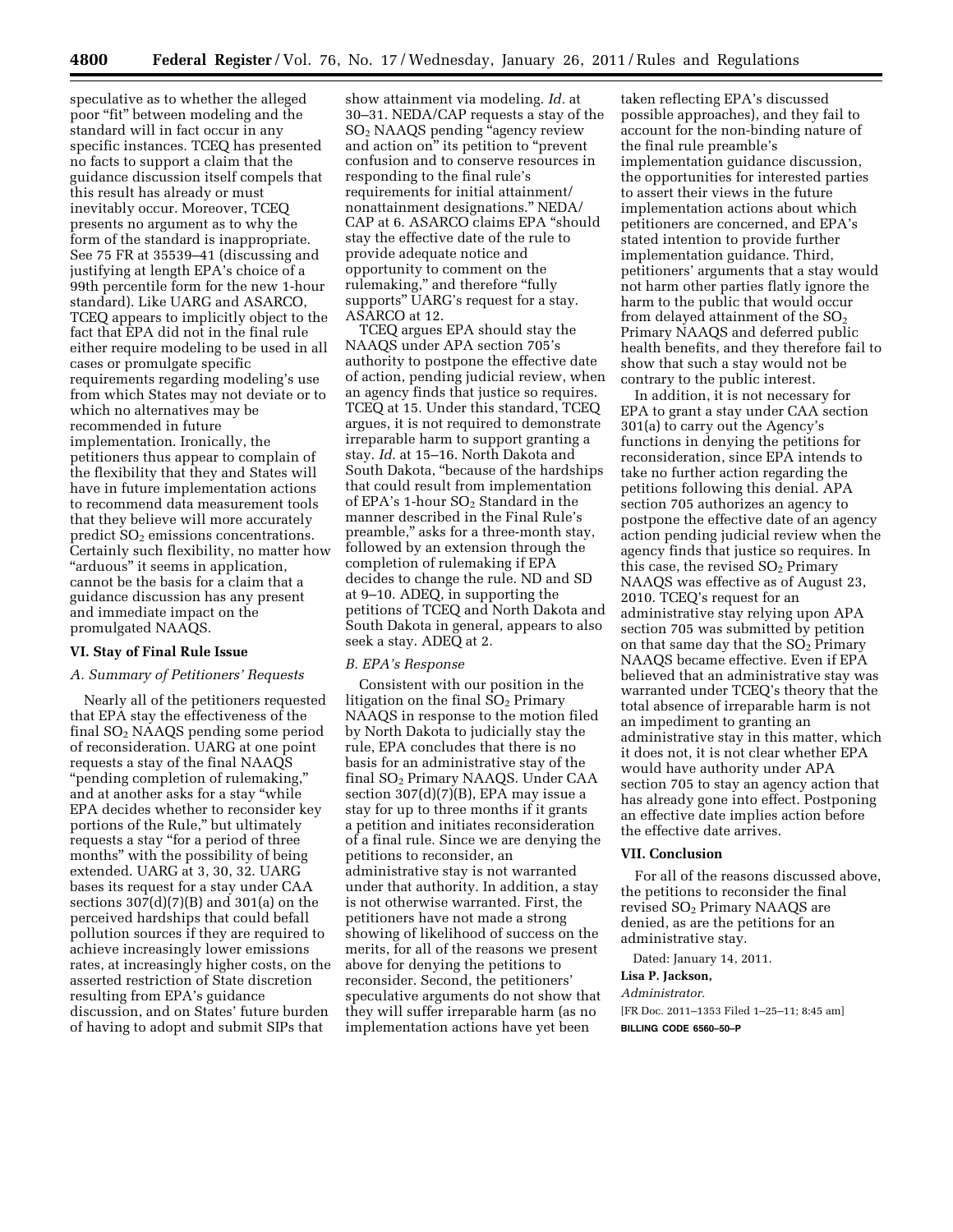speculative as to whether the alleged poor "fit" between modeling and the standard will in fact occur in any specific instances. TCEQ has presented no facts to support a claim that the guidance discussion itself compels that this result has already or must inevitably occur. Moreover, TCEQ presents no argument as to why the form of the standard is inappropriate. See 75 FR at 35539–41 (discussing and justifying at length EPA's choice of a 99th percentile form for the new 1-hour standard). Like UARG and ASARCO, TCEQ appears to implicitly object to the fact that EPA did not in the final rule either require modeling to be used in all cases or promulgate specific requirements regarding modeling's use from which States may not deviate or to which no alternatives may be recommended in future implementation. Ironically, the petitioners thus appear to complain of the flexibility that they and States will have in future implementation actions to recommend data measurement tools that they believe will more accurately predict $SO_2$ emissions concentrations. Certainly such flexibility, no matter how "arduous" it seems in application, cannot be the basis for a claim that a guidance discussion has any present and immediate impact on the promulgated NAAQS.

## VI. Stay of Final Rule Issue

### *A. Summary of Petitioners' Requests*

Nearly all of the petitioners requested that EPA stay the effectiveness of the final $SO_2$ NAAQS pending some period of reconsideration. UARG at one point requests a stay of the final NAAQS "pending completion of rulemaking," and at another asks for a stay "while EPA decides whether to reconsider key portions of the Rule," but ultimately requests a stay "for a period of three months" with the possibility of being extended. UARG at 3, 30, 32. UARG bases its request for a stay under CAA sections 307(d)(7)(B) and 301(a) on the perceived hardships that could befall pollution sources if they are required to achieve increasingly lower emissions rates, at increasingly higher costs, on the asserted restriction of State discretion resulting from EPA's guidance discussion, and on States' future burden of having to adopt and submit SIPs that show attainment via modeling. *Id.* at 30–31. NEDA/CAP requests a stay of the $SO_2$ NAAQS pending "agency review and action on" its petition to "prevent confusion and to conserve resources in responding to the final rule's requirements for initial attainment/nonattainment designations." NEDA/CAP at 6. ASARCO claims EPA "should stay the effective date of the rule to provide adequate notice and opportunity to comment on the rulemaking," and therefore "fully supports" UARG's request for a stay. ASARCO at 12.

TCEQ argues EPA should stay the NAAQS under APA section 705's authority to postpone the effective date of action, pending judicial review, when an agency finds that justice so requires. TCEQ at 15. Under this standard, TCEQ argues, it is not required to demonstrate irreparable harm to support granting a stay. *Id.* at 15–16. North Dakota and South Dakota, "because of the hardships that could result from implementation of EPA's 1-hour $SO_2$ Standard in the manner described in the Final Rule's preamble," asks for a three-month stay, followed by an extension through the completion of rulemaking if EPA decides to change the rule. ND and SD at 9–10. ADEQ, in supporting the petitions of TCEQ and North Dakota and South Dakota in general, appears to also seek a stay. ADEQ at 2.

### *B. EPA's Response*

Consistent with our position in the litigation on the final $SO_2$ Primary NAAQS in response to the motion filed by North Dakota to judicially stay the rule, EPA concludes that there is no basis for an administrative stay of the final $SO_2$ Primary NAAQS. Under CAA section 307(d)(7)(B), EPA may issue a stay for up to three months if it grants a petition and initiates reconsideration of a final rule. Since we are denying the petitions to reconsider, an administrative stay is not warranted under that authority. In addition, a stay is not otherwise warranted. First, the petitioners have not made a strong showing of likelihood of success on the merits, for all of the reasons we present above for denying the petitions to reconsider. Second, the petitioners' speculative arguments do not show that they will suffer irreparable harm (as no implementation actions have yet been taken reflecting EPA's discussed possible approaches), and they fail to account for the non-binding nature of the final rule preamble's implementation guidance discussion, the opportunities for interested parties to assert their views in the future implementation actions about which petitioners are concerned, and EPA's stated intention to provide further implementation guidance. Third, petitioners' arguments that a stay would not harm other parties flatly ignore the harm to the public that would occur from delayed attainment of the $SO_2$ Primary NAAQS and deferred public health benefits, and they therefore fail to show that such a stay would not be contrary to the public interest.

In addition, it is not necessary for EPA to grant a stay under CAA section 301(a) to carry out the Agency's functions in denying the petitions for reconsideration, since EPA intends to take no further action regarding the petitions following this denial. APA section 705 authorizes an agency to postpone the effective date of an agency action pending judicial review when the agency finds that justice so requires. In this case, the revised $SO_2$ Primary NAAQS was effective as of August 23, 2010. TCEQ's request for an administrative stay relying upon APA section 705 was submitted by petition on that same day that the $SO_2$ Primary NAAQS became effective. Even if EPA believed that an administrative stay was warranted under TCEQ's theory that the total absence of irreparable harm is not an impediment to granting an administrative stay in this matter, which it does not, it is not clear whether EPA would have authority under APA section 705 to stay an agency action that has already gone into effect. Postponing an effective date implies action before the effective date arrives.

## VII. Conclusion

For all of the reasons discussed above, the petitions to reconsider the final revised $SO_2$ Primary NAAQS are denied, as are the petitions for an administrative stay.

Dated: January 14, 2011.

**Lisa P. Jackson,**

*Administrator.*

[FR Doc. 2011–1353 Filed 1–25–11; 8:45 am]

**BILLING CODE 6560–50–P**